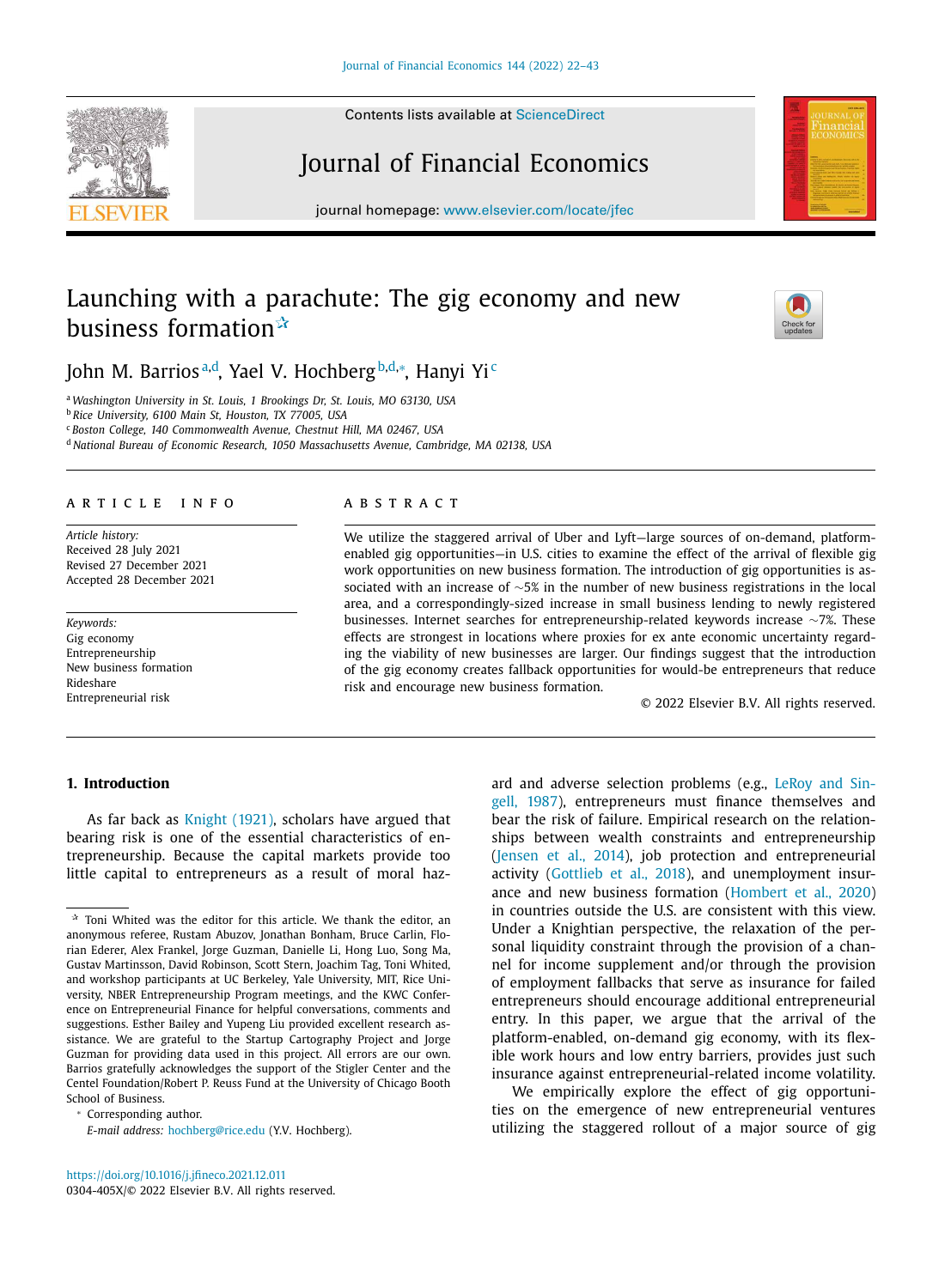# Launching with a parachute: The gig economy and new business formation[☆]

John M. Barrios[a,d], Yael V. Hochberg[b,d,*], Hanyi Yi[c]

[a] Washington University in St. Louis, 1 Brookings Dr, St. Louis, MO 63130, USA
[b] Rice University, 6100 Main St, Houston, TX 77005, USA
[c] Boston College, 140 Commonwealth Avenue, Chestnut Hill, MA 02467, USA
[d] National Bureau of Economic Research, 1050 Massachusetts Avenue, Cambridge, MA 02138, USA

**ARTICLE INFO**

*Article history:*
Received 28 July 2021
Revised 27 December 2021
Accepted 28 December 2021

*Keywords:*
Gig economy
Entrepreneurship
New business formation
Rideshare
Entrepreneurial risk

**ABSTRACT**

We utilize the staggered arrival of Uber and Lyft—large sources of on-demand, platform-enabled gig opportunities—in U.S. cities to examine the effect of the arrival of flexible gig work opportunities on new business formation. The introduction of gig opportunities is associated with an increase of ~5% in the number of new business registrations in the local area, and a correspondingly-sized increase in small business lending to newly registered businesses. Internet searches for entrepreneurship-related keywords increase ~7%. These effects are strongest in locations where proxies for ex ante economic uncertainty regarding the viability of new businesses are larger. Our findings suggest that the introduction of the gig economy creates fallback opportunities for would-be entrepreneurs that reduce risk and encourage new business formation.

© 2022 Elsevier B.V. All rights reserved.

## 1. Introduction

As far back as Knight (1921), scholars have argued that bearing risk is one of the essential characteristics of entrepreneurship. Because the capital markets provide too little capital to entrepreneurs as a result of moral hazard and adverse selection problems (e.g., LeRoy and Singell, 1987), entrepreneurs must finance themselves and bear the risk of failure. Empirical research on the relationships between wealth constraints and entrepreneurship (Jensen et al., 2014), job protection and entrepreneurial activity (Gottlieb et al., 2018), and unemployment insurance and new business formation (Hombert et al., 2020) in countries outside the U.S. are consistent with this view. Under a Knightian perspective, the relaxation of the personal liquidity constraint through the provision of a channel for income supplement and/or through the provision of employment fallbacks that serve as insurance for failed entrepreneurs should encourage additional entrepreneurial entry. In this paper, we argue that the arrival of the platform-enabled, on-demand gig economy, with its flexible work hours and low entry barriers, provides just such insurance against entrepreneurial-related income volatility.

We empirically explore the effect of gig opportunities on the emergence of new entrepreneurial ventures utilizing the staggered rollout of a major source of gig

---

[☆] Toni Whited was the editor for this article. We thank the editor, an anonymous referee, Rustam Abuzov, Jonathan Bonham, Bruce Carlin, Florian Ederer, Alex Frankel, Jorge Guzman, Danielle Li, Hong Luo, Song Ma, Gustav Martinsson, David Robinson, Scott Stern, Joachim Tag, Toni Whited, and workshop participants at UC Berkeley, Yale University, MIT, Rice University, NBER Entrepreneurship Program meetings, and the KWC Conference on Entrepreneurial Finance for helpful conversations, comments and suggestions. Esther Bailey and Yupeng Liu provided excellent research assistance. We are grateful to the Startup Cartography Project and Jorge Guzman for providing data used in this project. All errors are our own. Barrios gratefully acknowledges the support of the Stigler Center and the Centel Foundation/Robert P. Reuss Fund at the University of Chicago Booth School of Business.

[*] Corresponding author.
*E-mail address:* hochberg@rice.edu (Y.V. Hochberg).

https://doi.org/10.1016/j.jfineco.2021.12.011
0304-405X/© 2022 Elsevier B.V. All rights reserved.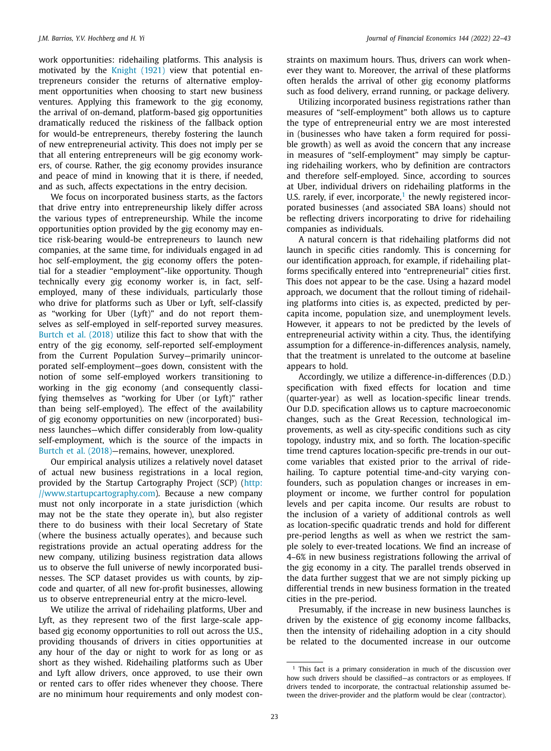work opportunities: ridehailing platforms. This analysis is motivated by the Knight (1921) view that potential entrepreneurs consider the returns of alternative employment opportunities when choosing to start new business ventures. Applying this framework to the gig economy, the arrival of on-demand, platform-based gig opportunities dramatically reduced the riskiness of the fallback option for would-be entrepreneurs, thereby fostering the launch of new entrepreneurial activity. This does not imply per se that all entering entrepreneurs will be gig economy workers, of course. Rather, the gig economy provides insurance and peace of mind in knowing that it is there, if needed, and as such, affects expectations in the entry decision.

We focus on incorporated business starts, as the factors that drive entry into entrepreneurship likely differ across the various types of entrepreneurship. While the income opportunities option provided by the gig economy may entice risk-bearing would-be entrepreneurs to launch new companies, at the same time, for individuals engaged in ad hoc self-employment, the gig economy offers the potential for a steadier "employment"-like opportunity. Though technically every gig economy worker is, in fact, self-employed, many of these individuals, particularly those who drive for platforms such as Uber or Lyft, self-classify as "working for Uber (Lyft)" and do not report themselves as self-employed in self-reported survey measures. Burtch et al. (2018) utilize this fact to show that with the entry of the gig economy, self-reported self-employment from the Current Population Survey—primarily unincorporated self-employment—goes down, consistent with the notion of some self-employed workers transitioning to working in the gig economy (and consequently classifying themselves as "working for Uber (or Lyft)" rather than being self-employed). The effect of the availability of gig economy opportunities on new (incorporated) business launches—which differ considerably from low-quality self-employment, which is the source of the impacts in Burtch et al. (2018)—remains, however, unexplored.

Our empirical analysis utilizes a relatively novel dataset of actual new business registrations in a local region, provided by the Startup Cartography Project (SCP) (http://www.startupcartography.com). Because a new company must not only incorporate in a state jurisdiction (which may not be the state they operate in), but also register there to do business with their local Secretary of State (where the business actually operates), and because such registrations provide an actual operating address for the new company, utilizing business registration data allows us to observe the full universe of newly incorporated businesses. The SCP dataset provides us with counts, by zipcode and quarter, of all new for-profit businesses, allowing us to observe entrepreneurial entry at the micro-level.

We utilize the arrival of ridehailing platforms, Uber and Lyft, as they represent two of the first large-scale app-based gig economy opportunities to roll out across the U.S., providing thousands of drivers in cities opportunities at any hour of the day or night to work for as long or as short as they wished. Ridehailing platforms such as Uber and Lyft allow drivers, once approved, to use their own or rented cars to offer rides whenever they choose. There are no minimum hour requirements and only modest constraints on maximum hours. Thus, drivers can work whenever they want to. Moreover, the arrival of these platforms often heralds the arrival of other gig economy platforms such as food delivery, errand running, or package delivery.

Utilizing incorporated business registrations rather than measures of "self-employment" both allows us to capture the type of entrepreneurial entry we are most interested in (businesses who have taken a form required for possible growth) as well as avoid the concern that any increase in measures of "self-employment" may simply be capturing ridehailing workers, who by definition are contractors and therefore self-employed. Since, according to sources at Uber, individual drivers on ridehailing platforms in the U.S. rarely, if ever, incorporate,[1] the newly registered incorporated businesses (and associated SBA loans) should not be reflecting drivers incorporating to drive for ridehailing companies as individuals.

A natural concern is that ridehailing platforms did not launch in specific cities randomly. This is concerning for our identification approach, for example, if ridehailing platforms specifically entered into "entrepreneurial" cities first. This does not appear to be the case. Using a hazard model approach, we document that the rollout timing of ridehailing platforms into cities is, as expected, predicted by per-capita income, population size, and unemployment levels. However, it appears to not be predicted by the levels of entrepreneurial activity within a city. Thus, the identifying assumption for a difference-in-differences analysis, namely, that the treatment is unrelated to the outcome at baseline appears to hold.

Accordingly, we utilize a difference-in-differences (D.D.) specification with fixed effects for location and time (quarter-year) as well as location-specific linear trends. Our D.D. specification allows us to capture macroeconomic changes, such as the Great Recession, technological improvements, as well as city-specific conditions such as city topology, industry mix, and so forth. The location-specific time trend captures location-specific pre-trends in our outcome variables that existed prior to the arrival of ridehailing. To capture potential time-and-city varying confounders, such as population changes or increases in employment or income, we further control for population levels and per capita income. Our results are robust to the inclusion of a variety of additional controls as well as location-specific quadratic trends and hold for different pre-period lengths as well as when we restrict the sample solely to ever-treated locations. We find an increase of 4–6% in new business registrations following the arrival of the gig economy in a city. The parallel trends observed in the data further suggest that we are not simply picking up differential trends in new business formation in the treated cities in the pre-period.

Presumably, if the increase in new business launches is driven by the existence of gig economy income fallbacks, then the intensity of ridehailing adoption in a city should be related to the documented increase in our outcome

[1] This fact is a primary consideration in much of the discussion over how such drivers should be classified—as contractors or as employees. If drivers tended to incorporate, the contractual relationship assumed between the driver-provider and the platform would be clear (contractor).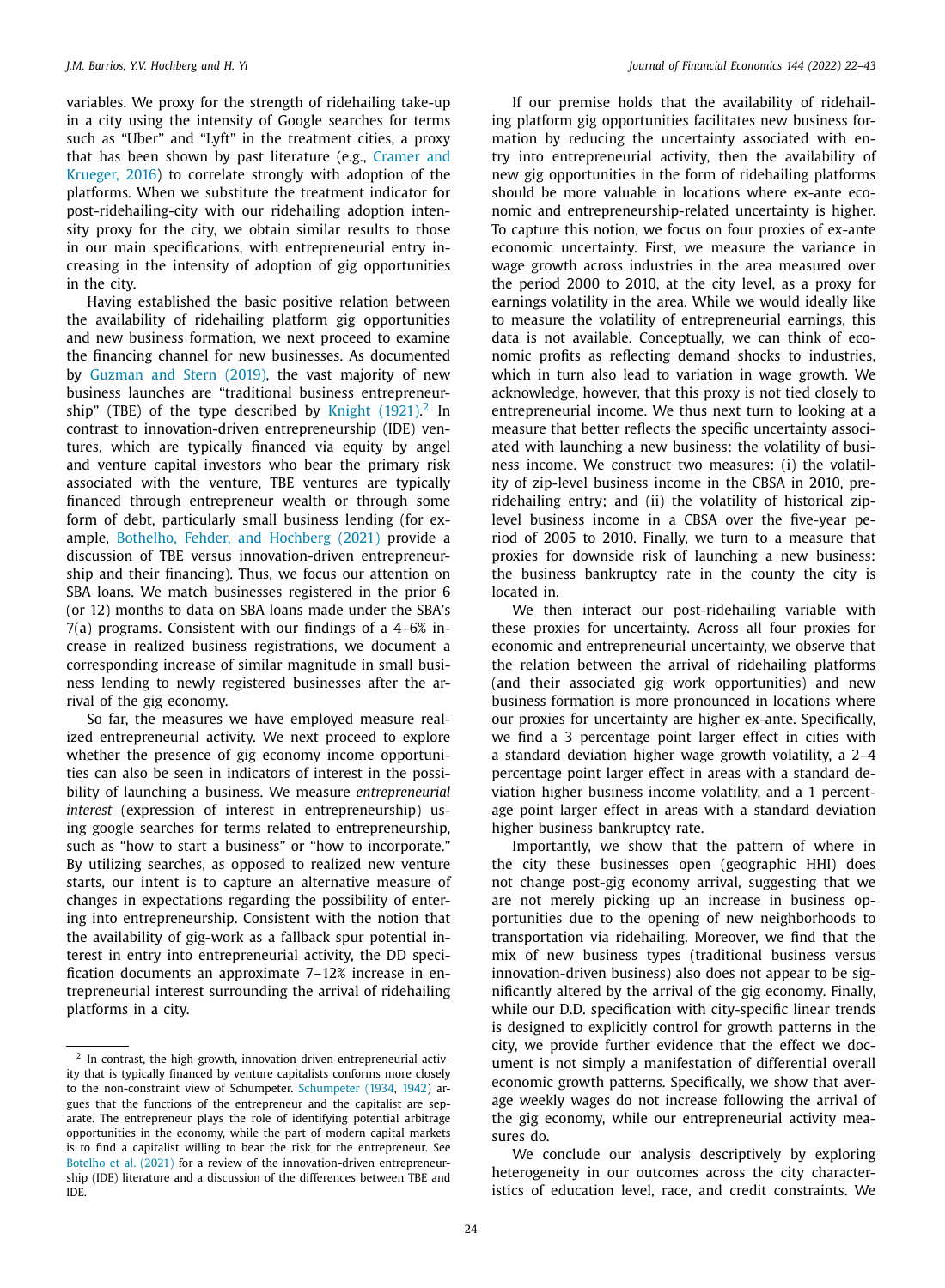variables. We proxy for the strength of ridehailing take-up in a city using the intensity of Google searches for terms such as "Uber" and "Lyft" in the treatment cities, a proxy that has been shown by past literature (e.g., Cramer and Krueger, 2016) to correlate strongly with adoption of the platforms. When we substitute the treatment indicator for post-ridehailing-city with our ridehailing adoption intensity proxy for the city, we obtain similar results to those in our main specifications, with entrepreneurial entry increasing in the intensity of adoption of gig opportunities in the city.

Having established the basic positive relation between the availability of ridehailing platform gig opportunities and new business formation, we next proceed to examine the financing channel for new businesses. As documented by Guzman and Stern (2019), the vast majority of new business launches are "traditional business entrepreneurship" (TBE) of the type described by Knight (1921).[2] In contrast to innovation-driven entrepreneurship (IDE) ventures, which are typically financed via equity by angel and venture capital investors who bear the primary risk associated with the venture, TBE ventures are typically financed through entrepreneur wealth or through some form of debt, particularly small business lending (for example, Bothelho, Fehder, and Hochberg (2021) provide a discussion of TBE versus innovation-driven entrepreneurship and their financing). Thus, we focus our attention on SBA loans. We match businesses registered in the prior 6 (or 12) months to data on SBA loans made under the SBA's 7(a) programs. Consistent with our findings of a 4–6% increase in realized business registrations, we document a corresponding increase of similar magnitude in small business lending to newly registered businesses after the arrival of the gig economy.

So far, the measures we have employed measure realized entrepreneurial activity. We next proceed to explore whether the presence of gig economy income opportunities can also be seen in indicators of interest in the possibility of launching a business. We measure *entrepreneurial interest* (expression of interest in entrepreneurship) using google searches for terms related to entrepreneurship, such as "how to start a business" or "how to incorporate." By utilizing searches, as opposed to realized new venture starts, our intent is to capture an alternative measure of changes in expectations regarding the possibility of entering into entrepreneurship. Consistent with the notion that the availability of gig-work as a fallback spur potential interest in entry into entrepreneurial activity, the DD specification documents an approximate 7–12% increase in entrepreneurial interest surrounding the arrival of ridehailing platforms in a city.

If our premise holds that the availability of ridehailing platform gig opportunities facilitates new business formation by reducing the uncertainty associated with entry into entrepreneurial activity, then the availability of new gig opportunities in the form of ridehailing platforms should be more valuable in locations where ex-ante economic and entrepreneurship-related uncertainty is higher. To capture this notion, we focus on four proxies of ex-ante economic uncertainty. First, we measure the variance in wage growth across industries in the area measured over the period 2000 to 2010, at the city level, as a proxy for earnings volatility in the area. While we would ideally like to measure the volatility of entrepreneurial earnings, this data is not available. Conceptually, we can think of economic profits as reflecting demand shocks to industries, which in turn also lead to variation in wage growth. We acknowledge, however, that this proxy is not tied closely to entrepreneurial income. We thus next turn to looking at a measure that better reflects the specific uncertainty associated with launching a new business: the volatility of business income. We construct two measures: (i) the volatility of zip-level business income in the CBSA in 2010, pre-ridehailing entry; and (ii) the volatility of historical zip-level business income in a CBSA over the five-year period of 2005 to 2010. Finally, we turn to a measure that proxies for downside risk of launching a new business: the business bankruptcy rate in the county the city is located in.

We then interact our post-ridehailing variable with these proxies for uncertainty. Across all four proxies for economic and entrepreneurial uncertainty, we observe that the relation between the arrival of ridehailing platforms (and their associated gig work opportunities) and new business formation is more pronounced in locations where our proxies for uncertainty are higher ex-ante. Specifically, we find a 3 percentage point larger effect in cities with a standard deviation higher wage growth volatility, a 2–4 percentage point larger effect in areas with a standard deviation higher business income volatility, and a 1 percentage point larger effect in areas with a standard deviation higher business bankruptcy rate.

Importantly, we show that the pattern of where in the city these businesses open (geographic HHI) does not change post-gig economy arrival, suggesting that we are not merely picking up an increase in business opportunities due to the opening of new neighborhoods to transportation via ridehailing. Moreover, we find that the mix of new business types (traditional business versus innovation-driven business) also does not appear to be significantly altered by the arrival of the gig economy. Finally, while our D.D. specification with city-specific linear trends is designed to explicitly control for growth patterns in the city, we provide further evidence that the effect we document is not simply a manifestation of differential overall economic growth patterns. Specifically, we show that average weekly wages do not increase following the arrival of the gig economy, while our entrepreneurial activity measures do.

We conclude our analysis descriptively by exploring heterogeneity in our outcomes across the city characteristics of education level, race, and credit constraints. We

[2] In contrast, the high-growth, innovation-driven entrepreneurial activity that is typically financed by venture capitalists conforms more closely to the non-constraint view of Schumpeter. Schumpeter (1934, 1942) argues that the functions of the entrepreneur and the capitalist are separate. The entrepreneur plays the role of identifying potential arbitrage opportunities in the economy, while the part of modern capital markets is to find a capitalist willing to bear the risk for the entrepreneur. See Botelho et al. (2021) for a review of the innovation-driven entrepreneurship (IDE) literature and a discussion of the differences between TBE and IDE.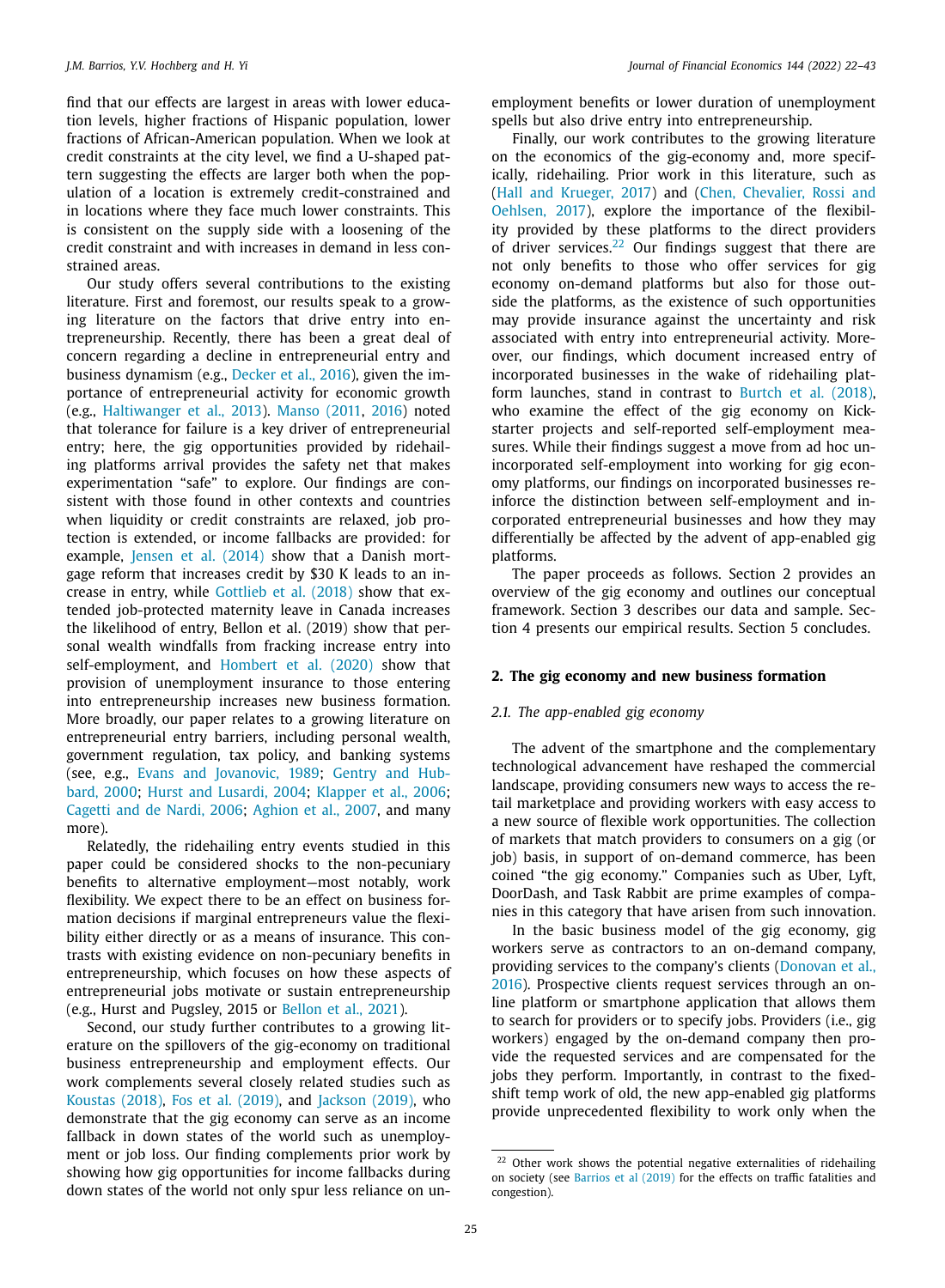find that our effects are largest in areas with lower education levels, higher fractions of Hispanic population, lower fractions of African-American population. When we look at credit constraints at the city level, we find a U-shaped pattern suggesting the effects are larger both when the population of a location is extremely credit-constrained and in locations where they face much lower constraints. This is consistent on the supply side with a loosening of the credit constraint and with increases in demand in less constrained areas.

Our study offers several contributions to the existing literature. First and foremost, our results speak to a growing literature on the factors that drive entry into entrepreneurship. Recently, there has been a great deal of concern regarding a decline in entrepreneurial entry and business dynamism (e.g., Decker et al., 2016), given the importance of entrepreneurial activity for economic growth (e.g., Haltiwanger et al., 2013). Manso (2011, 2016) noted that tolerance for failure is a key driver of entrepreneurial entry; here, the gig opportunities provided by ridehailing platforms arrival provides the safety net that makes experimentation "safe" to explore. Our findings are consistent with those found in other contexts and countries when liquidity or credit constraints are relaxed, job protection is extended, or income fallbacks are provided: for example, Jensen et al. (2014) show that a Danish mortgage reform that increases credit by $30 K leads to an increase in entry, while Gottlieb et al. (2018) show that extended job-protected maternity leave in Canada increases the likelihood of entry, Bellon et al. (2019) show that personal wealth windfalls from fracking increase entry into self-employment, and Hombert et al. (2020) show that provision of unemployment insurance to those entering into entrepreneurship increases new business formation. More broadly, our paper relates to a growing literature on entrepreneurial entry barriers, including personal wealth, government regulation, tax policy, and banking systems (see, e.g., Evans and Jovanovic, 1989; Gentry and Hubbard, 2000; Hurst and Lusardi, 2004; Klapper et al., 2006; Cagetti and de Nardi, 2006; Aghion et al., 2007, and many more).

Relatedly, the ridehailing entry events studied in this paper could be considered shocks to the non-pecuniary benefits to alternative employment—most notably, work flexibility. We expect there to be an effect on business formation decisions if marginal entrepreneurs value the flexibility either directly or as a means of insurance. This contrasts with existing evidence on non-pecuniary benefits in entrepreneurship, which focuses on how these aspects of entrepreneurial jobs motivate or sustain entrepreneurship (e.g., Hurst and Pugsley, 2015 or Bellon et al., 2021).

Second, our study further contributes to a growing literature on the spillovers of the gig-economy on traditional business entrepreneurship and employment effects. Our work complements several closely related studies such as Koustas (2018), Fos et al. (2019), and Jackson (2019), who demonstrate that the gig economy can serve as an income fallback in down states of the world such as unemployment or job loss. Our finding complements prior work by showing how gig opportunities for income fallbacks during down states of the world not only spur less reliance on unemployment benefits or lower duration of unemployment spells but also drive entry into entrepreneurship.

Finally, our work contributes to the growing literature on the economics of the gig-economy and, more specifically, ridehailing. Prior work in this literature, such as (Hall and Krueger, 2017) and (Chen, Chevalier, Rossi and Oehlsen, 2017), explore the importance of the flexibility provided by these platforms to the direct providers of driver services.[22] Our findings suggest that there are not only benefits to those who offer services for gig economy on-demand platforms but also for those outside the platforms, as the existence of such opportunities may provide insurance against the uncertainty and risk associated with entry into entrepreneurial activity. Moreover, our findings, which document increased entry of incorporated businesses in the wake of ridehailing platform launches, stand in contrast to Burtch et al. (2018), who examine the effect of the gig economy on Kickstarter projects and self-reported self-employment measures. While their findings suggest a move from ad hoc unincorporated self-employment into working for gig economy platforms, our findings on incorporated businesses reinforce the distinction between self-employment and incorporated entrepreneurial businesses and how they may differentially be affected by the advent of app-enabled gig platforms.

The paper proceeds as follows. Section 2 provides an overview of the gig economy and outlines our conceptual framework. Section 3 describes our data and sample. Section 4 presents our empirical results. Section 5 concludes.

## 2. The gig economy and new business formation

### 2.1. The app-enabled gig economy

The advent of the smartphone and the complementary technological advancement have reshaped the commercial landscape, providing consumers new ways to access the retail marketplace and providing workers with easy access to a new source of flexible work opportunities. The collection of markets that match providers to consumers on a gig (or job) basis, in support of on-demand commerce, has been coined "the gig economy." Companies such as Uber, Lyft, DoorDash, and Task Rabbit are prime examples of companies in this category that have arisen from such innovation.

In the basic business model of the gig economy, gig workers serve as contractors to an on-demand company, providing services to the company's clients (Donovan et al., 2016). Prospective clients request services through an online platform or smartphone application that allows them to search for providers or to specify jobs. Providers (i.e., gig workers) engaged by the on-demand company then provide the requested services and are compensated for the jobs they perform. Importantly, in contrast to the fixed-shift temp work of old, the new app-enabled gig platforms provide unprecedented flexibility to work only when the

[22] Other work shows the potential negative externalities of ridehailing on society (see Barrios et al (2019) for the effects on traffic fatalities and congestion).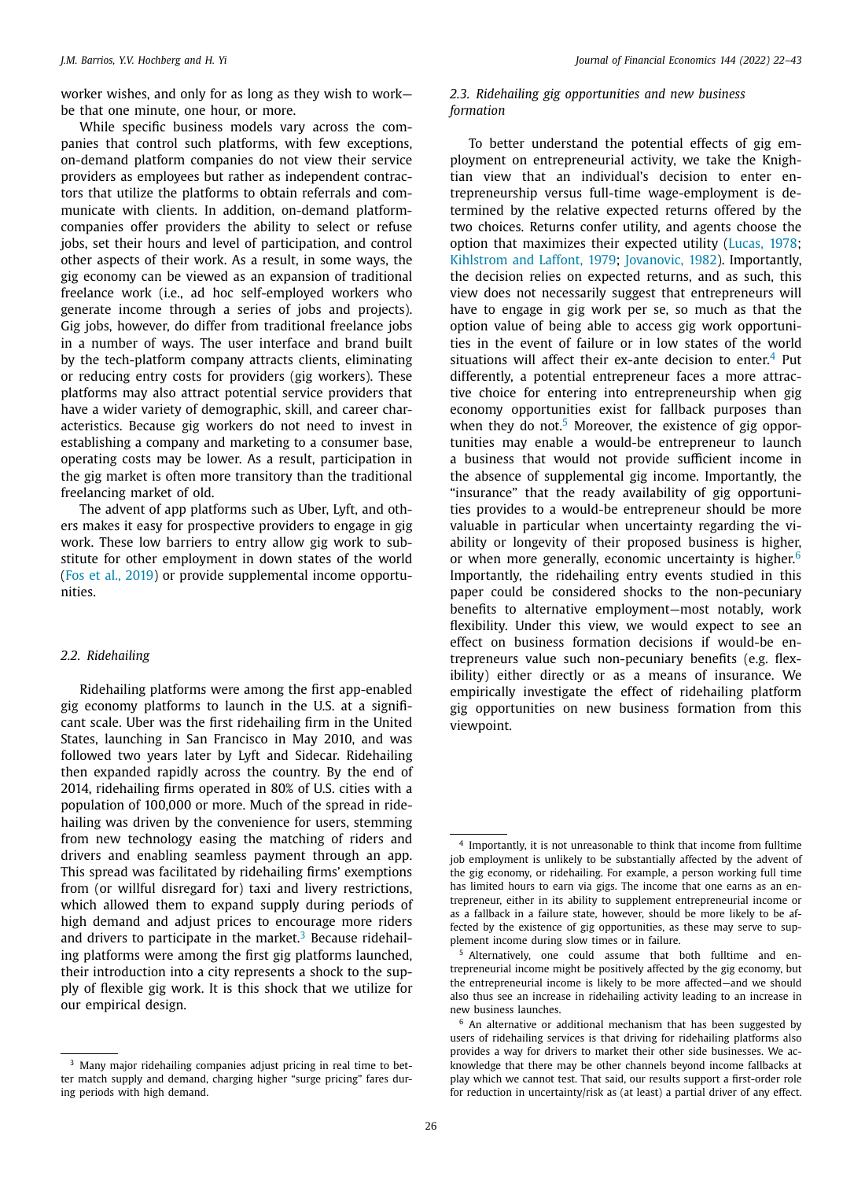worker wishes, and only for as long as they wish to work—be that one minute, one hour, or more.

While specific business models vary across the companies that control such platforms, with few exceptions, on-demand platform companies do not view their service providers as employees but rather as independent contractors that utilize the platforms to obtain referrals and communicate with clients. In addition, on-demand platform-companies offer providers the ability to select or refuse jobs, set their hours and level of participation, and control other aspects of their work. As a result, in some ways, the gig economy can be viewed as an expansion of traditional freelance work (i.e., ad hoc self-employed workers who generate income through a series of jobs and projects). Gig jobs, however, do differ from traditional freelance jobs in a number of ways. The user interface and brand built by the tech-platform company attracts clients, eliminating or reducing entry costs for providers (gig workers). These platforms may also attract potential service providers that have a wider variety of demographic, skill, and career characteristics. Because gig workers do not need to invest in establishing a company and marketing to a consumer base, operating costs may be lower. As a result, participation in the gig market is often more transitory than the traditional freelancing market of old.

The advent of app platforms such as Uber, Lyft, and others makes it easy for prospective providers to engage in gig work. These low barriers to entry allow gig work to substitute for other employment in down states of the world (Fos et al., 2019) or provide supplemental income opportunities.

### 2.2. Ridehailing

Ridehailing platforms were among the first app-enabled gig economy platforms to launch in the U.S. at a significant scale. Uber was the first ridehailing firm in the United States, launching in San Francisco in May 2010, and was followed two years later by Lyft and Sidecar. Ridehailing then expanded rapidly across the country. By the end of 2014, ridehailing firms operated in 80% of U.S. cities with a population of 100,000 or more. Much of the spread in ridehailing was driven by the convenience for users, stemming from new technology easing the matching of riders and drivers and enabling seamless payment through an app. This spread was facilitated by ridehailing firms' exemptions from (or willful disregard for) taxi and livery restrictions, which allowed them to expand supply during periods of high demand and adjust prices to encourage more riders and drivers to participate in the market.[3] Because ridehailing platforms were among the first gig platforms launched, their introduction into a city represents a shock to the supply of flexible gig work. It is this shock that we utilize for our empirical design.

### 2.3. Ridehailing gig opportunities and new business formation

To better understand the potential effects of gig employment on entrepreneurial activity, we take the Knightian view that an individual's decision to enter entrepreneurship versus full-time wage-employment is determined by the relative expected returns offered by the two choices. Returns confer utility, and agents choose the option that maximizes their expected utility (Lucas, 1978; Kihlstrom and Laffont, 1979; Jovanovic, 1982). Importantly, the decision relies on expected returns, and as such, this view does not necessarily suggest that entrepreneurs will have to engage in gig work per se, so much as that the option value of being able to access gig work opportunities in the event of failure or in low states of the world situations will affect their ex-ante decision to enter.[4] Put differently, a potential entrepreneur faces a more attractive choice for entering into entrepreneurship when gig economy opportunities exist for fallback purposes than when they do not.[5] Moreover, the existence of gig opportunities may enable a would-be entrepreneur to launch a business that would not provide sufficient income in the absence of supplemental gig income. Importantly, the "insurance" that the ready availability of gig opportunities provides to a would-be entrepreneur should be more valuable in particular when uncertainty regarding the viability or longevity of their proposed business is higher, or when more generally, economic uncertainty is higher.[6] Importantly, the ridehailing entry events studied in this paper could be considered shocks to the non-pecuniary benefits to alternative employment—most notably, work flexibility. Under this view, we would expect to see an effect on business formation decisions if would-be entrepreneurs value such non-pecuniary benefits (e.g. flexibility) either directly or as a means of insurance. We empirically investigate the effect of ridehailing platform gig opportunities on new business formation from this viewpoint.

---

[3] Many major ridehailing companies adjust pricing in real time to better match supply and demand, charging higher "surge pricing" fares during periods with high demand.

[4] Importantly, it is not unreasonable to think that income from fulltime job employment is unlikely to be substantially affected by the advent of the gig economy, or ridehailing. For example, a person working full time has limited hours to earn via gigs. The income that one earns as an entrepreneur, either in its ability to supplement entrepreneurial income or as a fallback in a failure state, however, should be more likely to be affected by the existence of gig opportunities, as these may serve to supplement income during slow times or in failure.

[5] Alternatively, one could assume that both fulltime and entrepreneurial income might be positively affected by the gig economy, but the entrepreneurial income is likely to be more affected—and we should also thus see an increase in ridehailing activity leading to an increase in new business launches.

[6] An alternative or additional mechanism that has been suggested by users of ridehailing services is that driving for ridehailing platforms also provides a way for drivers to market their other side businesses. We acknowledge that there may be other channels beyond income fallbacks at play which we cannot test. That said, our results support a first-order role for reduction in uncertainty/risk as (at least) a partial driver of any effect.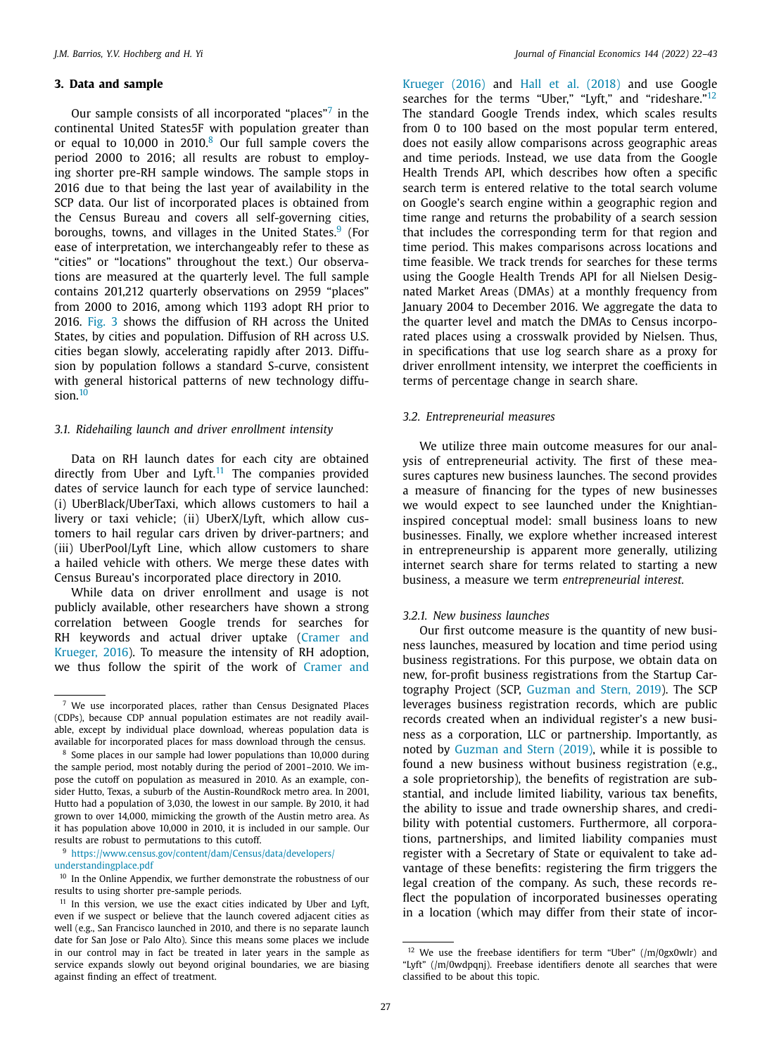## 3. Data and sample

Our sample consists of all incorporated "places"[7] in the continental United States5F with population greater than or equal to 10,000 in 2010.[8] Our full sample covers the period 2000 to 2016; all results are robust to employing shorter pre-RH sample windows. The sample stops in 2016 due to that being the last year of availability in the SCP data. Our list of incorporated places is obtained from the Census Bureau and covers all self-governing cities, boroughs, towns, and villages in the United States.[9] (For ease of interpretation, we interchangeably refer to these as "cities" or "locations" throughout the text.) Our observations are measured at the quarterly level. The full sample contains 201,212 quarterly observations on 2959 "places" from 2000 to 2016, among which 1193 adopt RH prior to 2016. Fig. 3 shows the diffusion of RH across the United States, by cities and population. Diffusion of RH across U.S. cities began slowly, accelerating rapidly after 2013. Diffusion by population follows a standard S-curve, consistent with general historical patterns of new technology diffusion.[10]

### 3.1. Ridehailing launch and driver enrollment intensity

Data on RH launch dates for each city are obtained directly from Uber and Lyft.[11] The companies provided dates of service launch for each type of service launched: (i) UberBlack/UberTaxi, which allows customers to hail a livery or taxi vehicle; (ii) UberX/Lyft, which allow customers to hail regular cars driven by driver-partners; and (iii) UberPool/Lyft Line, which allow customers to share a hailed vehicle with others. We merge these dates with Census Bureau's incorporated place directory in 2010.

While data on driver enrollment and usage is not publicly available, other researchers have shown a strong correlation between Google trends for searches for RH keywords and actual driver uptake (Cramer and Krueger, 2016). To measure the intensity of RH adoption, we thus follow the spirit of the work of Cramer and Krueger (2016) and Hall et al. (2018) and use Google searches for the terms "Uber," "Lyft," and "rideshare."[12] The standard Google Trends index, which scales results from 0 to 100 based on the most popular term entered, does not easily allow comparisons across geographic areas and time periods. Instead, we use data from the Google Health Trends API, which describes how often a specific search term is entered relative to the total search volume on Google's search engine within a geographic region and time range and returns the probability of a search session that includes the corresponding term for that region and time period. This makes comparisons across locations and time feasible. We track trends for searches for these terms using the Google Health Trends API for all Nielsen Designated Market Areas (DMAs) at a monthly frequency from January 2004 to December 2016. We aggregate the data to the quarter level and match the DMAs to Census incorporated places using a crosswalk provided by Nielsen. Thus, in specifications that use log search share as a proxy for driver enrollment intensity, we interpret the coefficients in terms of percentage change in search share.

### 3.2. Entrepreneurial measures

We utilize three main outcome measures for our analysis of entrepreneurial activity. The first of these measures captures new business launches. The second provides a measure of financing for the types of new businesses we would expect to see launched under the Knightian-inspired conceptual model: small business loans to new businesses. Finally, we explore whether increased interest in entrepreneurship is apparent more generally, utilizing internet search share for terms related to starting a new business, a measure we term *entrepreneurial interest.*

#### 3.2.1. New business launches

Our first outcome measure is the quantity of new business launches, measured by location and time period using business registrations. For this purpose, we obtain data on new, for-profit business registrations from the Startup Cartography Project (SCP, Guzman and Stern, 2019). The SCP leverages business registration records, which are public records created when an individual register's a new business as a corporation, LLC or partnership. Importantly, as noted by Guzman and Stern (2019), while it is possible to found a new business without business registration (e.g., a sole proprietorship), the benefits of registration are substantial, and include limited liability, various tax benefits, the ability to issue and trade ownership shares, and credibility with potential customers. Furthermore, all corporations, partnerships, and limited liability companies must register with a Secretary of State or equivalent to take advantage of these benefits: registering the firm triggers the legal creation of the company. As such, these records reflect the population of incorporated businesses operating in a location (which may differ from their state of incor-

---

[7] We use incorporated places, rather than Census Designated Places (CDPs), because CDP annual population estimates are not readily available, except by individual place download, whereas population data is available for incorporated places for mass download through the census.

[8] Some places in our sample had lower populations than 10,000 during the sample period, most notably during the period of 2001–2010. We impose the cutoff on population as measured in 2010. As an example, consider Hutto, Texas, a suburb of the Austin-RoundRock metro area. In 2001, Hutto had a population of 3,030, the lowest in our sample. By 2010, it had grown to over 14,000, mimicking the growth of the Austin metro area. As it has population above 10,000 in 2010, it is included in our sample. Our results are robust to permutations to this cutoff.

[9] https://www.census.gov/content/dam/Census/data/developers/understandingplace.pdf

[10] In the Online Appendix, we further demonstrate the robustness of our results to using shorter pre-sample periods.

[11] In this version, we use the exact cities indicated by Uber and Lyft, even if we suspect or believe that the launch covered adjacent cities as well (e.g., San Francisco launched in 2010, and there is no separate launch date for San Jose or Palo Alto). Since this means some places we include in our control may in fact be treated in later years in the sample as service expands slowly out beyond original boundaries, we are biasing against finding an effect of treatment.

[12] We use the freebase identifiers for term "Uber" (/m/0gx0wlr) and "Lyft" (/m/0wdpqnj). Freebase identifiers denote all searches that were classified to be about this topic.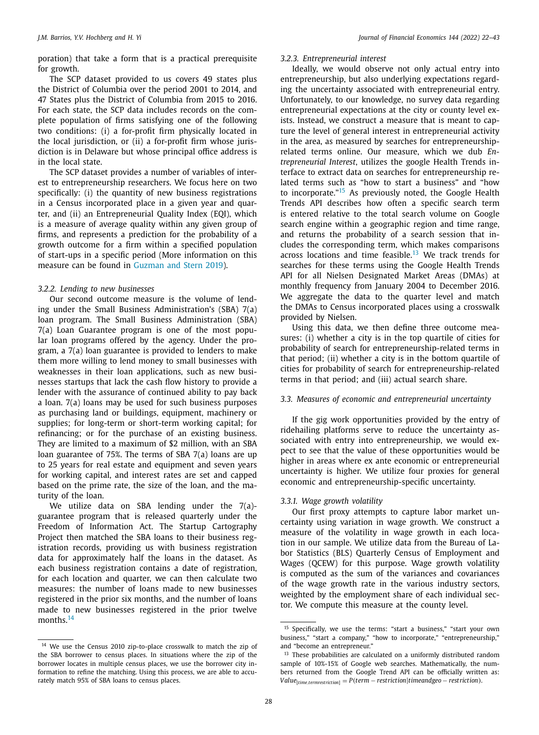poration) that take a form that is a practical prerequisite for growth.

The SCP dataset provided to us covers 49 states plus the District of Columbia over the period 2001 to 2014, and 47 States plus the District of Columbia from 2015 to 2016. For each state, the SCP data includes records on the complete population of firms satisfying one of the following two conditions: (i) a for-profit firm physically located in the local jurisdiction, or (ii) a for-profit firm whose jurisdiction is in Delaware but whose principal office address is in the local state.

The SCP dataset provides a number of variables of interest to entrepreneurship researchers. We focus here on two specifically: (i) the quantity of new business registrations in a Census incorporated place in a given year and quarter, and (ii) an Entrepreneurial Quality Index (EQI), which is a measure of average quality within any given group of firms, and represents a prediction for the probability of a growth outcome for a firm within a specified population of start-ups in a specific period (More information on this measure can be found in Guzman and Stern 2019).

#### 3.2.2. Lending to new businesses

Our second outcome measure is the volume of lending under the Small Business Administration's (SBA) 7(a) loan program. The Small Business Administration (SBA) 7(a) Loan Guarantee program is one of the most popular loan programs offered by the agency. Under the program, a 7(a) loan guarantee is provided to lenders to make them more willing to lend money to small businesses with weaknesses in their loan applications, such as new businesses startups that lack the cash flow history to provide a lender with the assurance of continued ability to pay back a loan. 7(a) loans may be used for such business purposes as purchasing land or buildings, equipment, machinery or supplies; for long-term or short-term working capital; for refinancing; or for the purchase of an existing business. They are limited to a maximum of \$2 million, with an SBA loan guarantee of 75%. The terms of SBA 7(a) loans are up to 25 years for real estate and equipment and seven years for working capital, and interest rates are set and capped based on the prime rate, the size of the loan, and the maturity of the loan.

We utilize data on SBA lending under the 7(a)-guarantee program that is released quarterly under the Freedom of Information Act. The Startup Cartography Project then matched the SBA loans to their business registration records, providing us with business registration data for approximately half the loans in the dataset. As each business registration contains a date of registration, for each location and quarter, we can then calculate two measures: the number of loans made to new businesses registered in the prior six months, and the number of loans made to new businesses registered in the prior twelve months.[14]

#### 3.2.3. Entrepreneurial interest

Ideally, we would observe not only actual entry into entrepreneurship, but also underlying expectations regarding the uncertainty associated with entrepreneurial entry. Unfortunately, to our knowledge, no survey data regarding entrepreneurial expectations at the city or county level exists. Instead, we construct a measure that is meant to capture the level of general interest in entrepreneurial activity in the area, as measured by searches for entrepreneurship-related terms online. Our measure, which we dub *Entrepreneurial Interest*, utilizes the google Health Trends interface to extract data on searches for entrepreneurship related terms such as "how to start a business" and "how to incorporate."[15] As previously noted, the Google Health Trends API describes how often a specific search term is entered relative to the total search volume on Google search engine within a geographic region and time range, and returns the probability of a search session that includes the corresponding term, which makes comparisons across locations and time feasible.[13] We track trends for searches for these terms using the Google Health Trends API for all Nielsen Designated Market Areas (DMAs) at monthly frequency from January 2004 to December 2016. We aggregate the data to the quarter level and match the DMAs to Census incorporated places using a crosswalk provided by Nielsen.

Using this data, we then define three outcome measures: (i) whether a city is in the top quartile of cities for probability of search for entrepreneurship-related terms in that period; (ii) whether a city is in the bottom quartile of cities for probability of search for entrepreneurship-related terms in that period; and (iii) actual search share.

### 3.3. Measures of economic and entrepreneurial uncertainty

If the gig work opportunities provided by the entry of ridehailing platforms serve to reduce the uncertainty associated with entry into entrepreneurship, we would expect to see that the value of these opportunities would be higher in areas where ex ante economic or entrepreneurial uncertainty is higher. We utilize four proxies for general economic and entrepreneurship-specific uncertainty.

#### 3.3.1. Wage growth volatility

Our first proxy attempts to capture labor market uncertainty using variation in wage growth. We construct a measure of the volatility in wage growth in each location in our sample. We utilize data from the Bureau of Labor Statistics (BLS) Quarterly Census of Employment and Wages (QCEW) for this purpose. Wage growth volatility is computed as the sum of the variances and covariances of the wage growth rate in the various industry sectors, weighted by the employment share of each individual sector. We compute this measure at the county level.

---

[14] We use the Census 2010 zip-to-place crosswalk to match the zip of the SBA borrower to census places. In situations where the zip of the borrower locates in multiple census places, we use the borrower city information to refine the matching. Using this process, we are able to accurately match 95% of SBA loans to census places.

[15] Specifically, we use the terms: "start a business," "start your own business," "start a company," "how to incorporate," "entrepreneurship," and "become an entrepreneur."

[13] These probabilities are calculated on a uniformly distributed random sample of 10%-15% of Google web searches. Mathematically, the numbers returned from the Google Trend API can be officially written as: $Value_{[time.termrestriction]} = P(term - restriction|timeandgeo - restriction)$.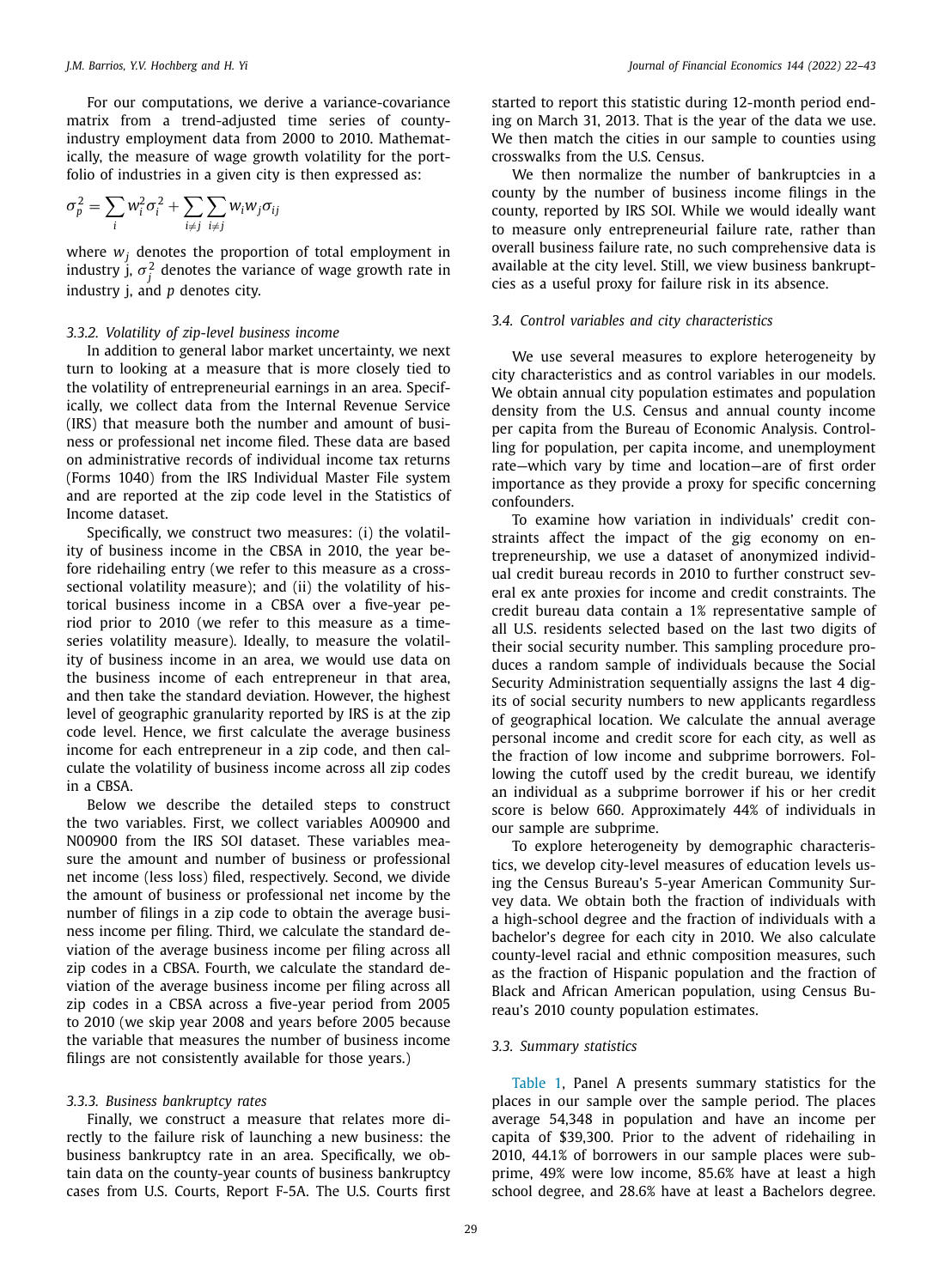For our computations, we derive a variance-covariance matrix from a trend-adjusted time series of county-industry employment data from 2000 to 2010. Mathematically, the measure of wage growth volatility for the portfolio of industries in a given city is then expressed as:

$$\sigma_p^2 = \sum_i w_i^2 \sigma_i^2 + \sum_{i \neq j} \sum_{i \neq j} w_i w_j \sigma_{ij}$$

where $w_j$ denotes the proportion of total employment in industry j, $\sigma_j^2$ denotes the variance of wage growth rate in industry j, and $p$ denotes city.

#### 3.3.2. Volatility of zip-level business income

In addition to general labor market uncertainty, we next turn to looking at a measure that is more closely tied to the volatility of entrepreneurial earnings in an area. Specifically, we collect data from the Internal Revenue Service (IRS) that measure both the number and amount of business or professional net income filed. These data are based on administrative records of individual income tax returns (Forms 1040) from the IRS Individual Master File system and are reported at the zip code level in the Statistics of Income dataset.

Specifically, we construct two measures: (i) the volatility of business income in the CBSA in 2010, the year before ridehailing entry (we refer to this measure as a cross-sectional volatility measure); and (ii) the volatility of historical business income in a CBSA over a five-year period prior to 2010 (we refer to this measure as a time-series volatility measure). Ideally, to measure the volatility of business income in an area, we would use data on the business income of each entrepreneur in that area, and then take the standard deviation. However, the highest level of geographic granularity reported by IRS is at the zip code level. Hence, we first calculate the average business income for each entrepreneur in a zip code, and then calculate the volatility of business income across all zip codes in a CBSA.

Below we describe the detailed steps to construct the two variables. First, we collect variables A00900 and N00900 from the IRS SOI dataset. These variables measure the amount and number of business or professional net income (less loss) filed, respectively. Second, we divide the amount of business or professional net income by the number of filings in a zip code to obtain the average business income per filing. Third, we calculate the standard deviation of the average business income per filing across all zip codes in a CBSA. Fourth, we calculate the standard deviation of the average business income per filing across all zip codes in a CBSA across a five-year period from 2005 to 2010 (we skip year 2008 and years before 2005 because the variable that measures the number of business income filings are not consistently available for those years.)

#### 3.3.3. Business bankruptcy rates

Finally, we construct a measure that relates more directly to the failure risk of launching a new business: the business bankruptcy rate in an area. Specifically, we obtain data on the county-year counts of business bankruptcy cases from U.S. Courts, Report F-5A. The U.S. Courts first started to report this statistic during 12-month period ending on March 31, 2013. That is the year of the data we use. We then match the cities in our sample to counties using crosswalks from the U.S. Census.

We then normalize the number of bankruptcies in a county by the number of business income filings in the county, reported by IRS SOI. While we would ideally want to measure only entrepreneurial failure rate, rather than overall business failure rate, no such comprehensive data is available at the city level. Still, we view business bankruptcies as a useful proxy for failure risk in its absence.

### 3.4. Control variables and city characteristics

We use several measures to explore heterogeneity by city characteristics and as control variables in our models. We obtain annual city population estimates and population density from the U.S. Census and annual county income per capita from the Bureau of Economic Analysis. Controlling for population, per capita income, and unemployment rate—which vary by time and location—are of first order importance as they provide a proxy for specific concerning confounders.

To examine how variation in individuals' credit constraints affect the impact of the gig economy on entrepreneurship, we use a dataset of anonymized individual credit bureau records in 2010 to further construct several ex ante proxies for income and credit constraints. The credit bureau data contain a 1% representative sample of all U.S. residents selected based on the last two digits of their social security number. This sampling procedure produces a random sample of individuals because the Social Security Administration sequentially assigns the last 4 digits of social security numbers to new applicants regardless of geographical location. We calculate the annual average personal income and credit score for each city, as well as the fraction of low income and subprime borrowers. Following the cutoff used by the credit bureau, we identify an individual as a subprime borrower if his or her credit score is below 660. Approximately 44% of individuals in our sample are subprime.

To explore heterogeneity by demographic characteristics, we develop city-level measures of education levels using the Census Bureau's 5-year American Community Survey data. We obtain both the fraction of individuals with a high-school degree and the fraction of individuals with a bachelor's degree for each city in 2010. We also calculate county-level racial and ethnic composition measures, such as the fraction of Hispanic population and the fraction of Black and African American population, using Census Bureau's 2010 county population estimates.

### 3.3. Summary statistics

Table 1, Panel A presents summary statistics for the places in our sample over the sample period. The places average 54,348 in population and have an income per capita of $39,300. Prior to the advent of ridehailing in 2010, 44.1% of borrowers in our sample places were subprime, 49% were low income, 85.6% have at least a high school degree, and 28.6% have at least a Bachelors degree.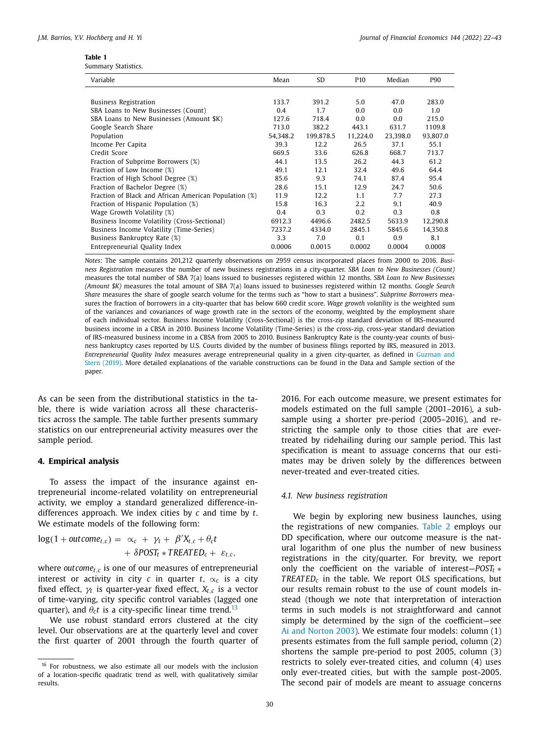**Table 1**
Summary Statistics.

| Variable | Mean | SD | P10 | Median | P90 |
|---|---|---|---|---|---|
| Business Registration | 133.7 | 391.2 | 5.0 | 47.0 | 283.0 |
| SBA Loans to New Businesses (Count) | 0.4 | 1.7 | 0.0 | 0.0 | 1.0 |
| SBA Loans to New Businesses (Amount $K) | 127.6 | 718.4 | 0.0 | 0.0 | 215.0 |
| Google Search Share | 713.0 | 382.2 | 443.1 | 631.7 | 1109.8 |
| Population | 54,348.2 | 199,878.5 | 11,224.0 | 23,398.0 | 93,807.0 |
| Income Per Capita | 39.3 | 12.2 | 26.5 | 37.1 | 55.1 |
| Credit Score | 669.5 | 33.6 | 626.8 | 668.7 | 713.7 |
| Fraction of Subprime Borrowers (%) | 44.1 | 13.5 | 26.2 | 44.3 | 61.2 |
| Fraction of Low Income (%) | 49.1 | 12.1 | 32.4 | 49.6 | 64.4 |
| Fraction of High School Degree (%) | 85.6 | 9.3 | 74.1 | 87.4 | 95.4 |
| Fraction of Bachelor Degree (%) | 28.6 | 15.1 | 12.9 | 24.7 | 50.6 |
| Fraction of Black and African American Population (%) | 11.9 | 12.2 | 1.1 | 7.7 | 27.3 |
| Fraction of Hispanic Population (%) | 15.8 | 16.3 | 2.2 | 9.1 | 40.9 |
| Wage Growth Volatility (%) | 0.4 | 0.3 | 0.2 | 0.3 | 0.8 |
| Business Income Volatility (Cross-Sectional) | 6912.3 | 4496.6 | 2482.5 | 5633.9 | 12,290.8 |
| Business Income Volatility (Time-Series) | 7237.2 | 4334.0 | 2845.1 | 5845.6 | 14,350.8 |
| Business Bankruptcy Rate (%) | 3.3 | 7.0 | 0.1 | 0.9 | 8.1 |
| Entrepreneurial Quality Index | 0.0006 | 0.0015 | 0.0002 | 0.0004 | 0.0008 |

*Notes:* The sample contains 201,212 quarterly observations on 2959 census incorporated places from 2000 to 2016. *Business Registration* measures the number of new business registrations in a city-quarter. *SBA Loan to New Businesses (Count)* measures the total number of SBA 7(a) loans issued to businesses registered within 12 months. *SBA Loan to New Businesses (Amount $K)* measures the total amount of SBA 7(a) loans issued to businesses registered within 12 months. *Google Search Share* measures the share of google search volume for the terms such as "how to start a business". *Subprime Borrowers* measures the fraction of borrowers in a city-quarter that has below 660 credit score. *Wage growth volatility* is the weighted sum of the variances and covariances of wage growth rate in the sectors of the economy, weighted by the employment share of each individual sector. Business Income Volatility (Cross-Sectional) is the cross-zip standard deviation of IRS-measured business income in a CBSA in 2010. Business Income Volatility (Time-Series) is the cross-zip, cross-year standard deviation of IRS-measured business income in a CBSA from 2005 to 2010. Business Bankruptcy Rate is the county-year counts of business bankruptcy cases reported by U.S. Courts divided by the number of business filings reported by IRS, measured in 2013. *Entrepreneurial Quality Index* measures average entrepreneurial quality in a given city-quarter, as defined in Guzman and Stern (2019). More detailed explanations of the variable constructions can be found in the Data and Sample section of the paper.

As can be seen from the distributional statistics in the table, there is wide variation across all these characteristics across the sample. The table further presents summary statistics on our entrepreneurial activity measures over the sample period.

## 4. Empirical analysis

To assess the impact of the insurance against entrepreneurial income-related volatility on entrepreneurial activity, we employ a standard generalized difference-in-differences approach. We index cities by $c$ and time by $t$. We estimate models of the following form:

$$\log(1 + outcome_{t,c}) = \propto_c + \gamma_t + \beta' X_{t,c} + \theta_c t + \delta POST_t * TREATED_c + \varepsilon_{t,c},$$

where $outcome_{t,c}$ is one of our measures of entrepreneurial interest or activity in city $c$ in quarter $t$, $\propto_c$ is a city fixed effect, $\gamma_t$ is quarter-year fixed effect, $X_{t,c}$ is a vector of time-varying, city specific control variables (lagged one quarter), and $\theta_c t$ is a city-specific linear time trend.[13]

We use robust standard errors clustered at the city level. Our observations are at the quarterly level and cover the first quarter of 2001 through the fourth quarter of 2016. For each outcome measure, we present estimates for models estimated on the full sample (2001–2016), a subsample using a shorter pre-period (2005–2016), and restricting the sample only to those cities that are ever-treated by ridehailing during our sample period. This last specification is meant to assuage concerns that our estimates may be driven solely by the differences between never-treated and ever-treated cities.

### 4.1. New business registration

We begin by exploring new business launches, using the registrations of new companies. Table 2 employs our DD specification, where our outcome measure is the natural logarithm of one plus the number of new business registrations in the city/quarter. For brevity, we report only the coefficient on the variable of interest—$POST_t * TREATED_c$ in the table. We report OLS specifications, but our results remain robust to the use of count models instead (though we note that interpretation of interaction terms in such models is not straightforward and cannot simply be determined by the sign of the coefficient—see Ai and Norton 2003). We estimate four models: column (1) presents estimates from the full sample period, column (2) shortens the sample pre-period to post 2005, column (3) restricts to solely ever-treated cities, and column (4) uses only ever-treated cities, but with the sample post-2005. The second pair of models are meant to assuage concerns

[16] For robustness, we also estimate all our models with the inclusion of a location-specific quadratic trend as well, with qualitatively similar results.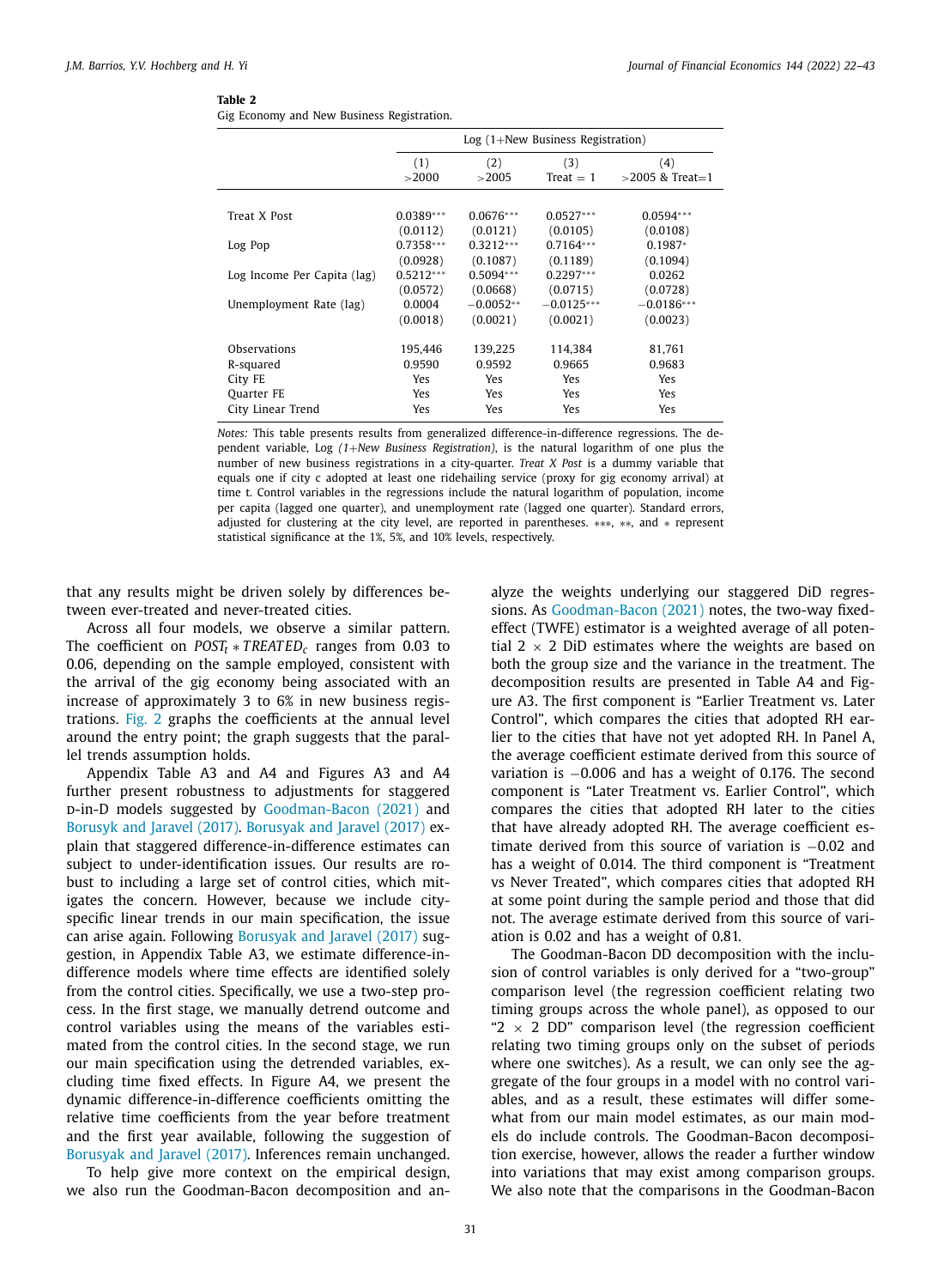**Table 2**
Gig Economy and New Business Registration.

| | Log (1+New Business Registration) | | | |
|---|---|---|---|---|
| | (1) >2000 | (2) >2005 | (3) Treat = 1 | (4) >2005 & Treat=1 |
| Treat X Post | 0.0389*** | 0.0676*** | 0.0527*** | 0.0594*** |
| | (0.0112) | (0.0121) | (0.0105) | (0.0108) |
| Log Pop | 0.7358*** | 0.3212*** | 0.7164*** | 0.1987* |
| | (0.0928) | (0.1087) | (0.1189) | (0.1094) |
| Log Income Per Capita (lag) | 0.5212*** | 0.5094*** | 0.2297*** | 0.0262 |
| | (0.0572) | (0.0668) | (0.0715) | (0.0728) |
| Unemployment Rate (lag) | 0.0004 | −0.0052** | −0.0125*** | −0.0186*** |
| | (0.0018) | (0.0021) | (0.0021) | (0.0023) |
| Observations | 195,446 | 139,225 | 114,384 | 81,761 |
| R-squared | 0.9590 | 0.9592 | 0.9665 | 0.9683 |
| City FE | Yes | Yes | Yes | Yes |
| Quarter FE | Yes | Yes | Yes | Yes |
| City Linear Trend | Yes | Yes | Yes | Yes |

*Notes:* This table presents results from generalized difference-in-difference regressions. The dependent variable, Log *(1+New Business Registration)*, is the natural logarithm of one plus the number of new business registrations in a city-quarter. *Treat X Post* is a dummy variable that equals one if city c adopted at least one ridehailing service (proxy for gig economy arrival) at time t. Control variables in the regressions include the natural logarithm of population, income per capita (lagged one quarter), and unemployment rate (lagged one quarter). Standard errors, adjusted for clustering at the city level, are reported in parentheses. ***, **, and * represent statistical significance at the 1%, 5%, and 10% levels, respectively.

that any results might be driven solely by differences between ever-treated and never-treated cities.

Across all four models, we observe a similar pattern. The coefficient on $POST_t * TREATED_c$ ranges from 0.03 to 0.06, depending on the sample employed, consistent with the arrival of the gig economy being associated with an increase of approximately 3 to 6% in new business registrations. Fig. 2 graphs the coefficients at the annual level around the entry point; the graph suggests that the parallel trends assumption holds.

Appendix Table A3 and A4 and Figures A3 and A4 further present robustness to adjustments for staggered D-in-D models suggested by Goodman-Bacon (2021) and Borusyk and Jaravel (2017). Borusyk and Jaravel (2017) explain that staggered difference-in-difference estimates can subject to under-identification issues. Our results are robust to including a large set of control cities, which mitigates the concern. However, because we include city-specific linear trends in our main specification, the issue can arise again. Following Borusyak and Jaravel (2017) suggestion, in Appendix Table A3, we estimate difference-in-difference models where time effects are identified solely from the control cities. Specifically, we use a two-step process. In the first stage, we manually detrend outcome and control variables using the means of the variables estimated from the control cities. In the second stage, we run our main specification using the detrended variables, excluding time fixed effects. In Figure A4, we present the dynamic difference-in-difference coefficients omitting the relative time coefficients from the year before treatment and the first year available, following the suggestion of Borusyak and Jaravel (2017). Inferences remain unchanged.

To help give more context on the empirical design, we also run the Goodman-Bacon decomposition and analyze the weights underlying our staggered DiD regressions. As Goodman-Bacon (2021) notes, the two-way fixed-effect (TWFE) estimator is a weighted average of all potential 2 × 2 DiD estimates where the weights are based on both the group size and the variance in the treatment. The decomposition results are presented in Table A4 and Figure A3. The first component is "Earlier Treatment vs. Later Control", which compares the cities that adopted RH earlier to the cities that have not yet adopted RH. In Panel A, the average coefficient estimate derived from this source of variation is −0.006 and has a weight of 0.176. The second component is "Later Treatment vs. Earlier Control", which compares the cities that adopted RH later to the cities that have already adopted RH. The average coefficient estimate derived from this source of variation is −0.02 and has a weight of 0.014. The third component is "Treatment vs Never Treated", which compares cities that adopted RH at some point during the sample period and those that did not. The average estimate derived from this source of variation is 0.02 and has a weight of 0.81.

The Goodman-Bacon DD decomposition with the inclusion of control variables is only derived for a "two-group" comparison level (the regression coefficient relating two timing groups across the whole panel), as opposed to our "2 × 2 DD" comparison level (the regression coefficient relating two timing groups only on the subset of periods where one switches). As a result, we can only see the aggregate of the four groups in a model with no control variables, and as a result, these estimates will differ somewhat from our main model estimates, as our main models do include controls. The Goodman-Bacon decomposition exercise, however, allows the reader a further window into variations that may exist among comparison groups. We also note that the comparisons in the Goodman-Bacon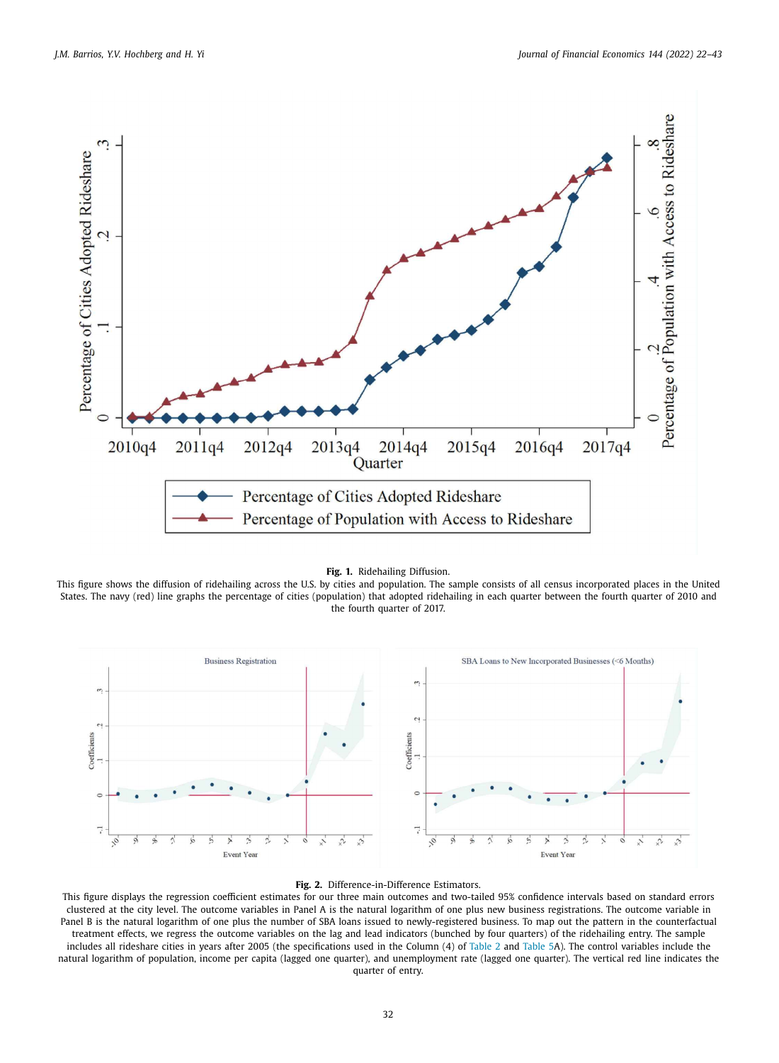**Fig. 1.** Ridehailing Diffusion.

This figure shows the diffusion of ridehailing across the U.S. by cities and population. The sample consists of all census incorporated places in the United States. The navy (red) line graphs the percentage of cities (population) that adopted ridehailing in each quarter between the fourth quarter of 2010 and the fourth quarter of 2017.

**Fig. 2.** Difference-in-Difference Estimators.

This figure displays the regression coefficient estimates for our three main outcomes and two-tailed 95% confidence intervals based on standard errors clustered at the city level. The outcome variables in Panel A is the natural logarithm of one plus new business registrations. The outcome variable in Panel B is the natural logarithm of one plus the number of SBA loans issued to newly-registered business. To map out the pattern in the counterfactual treatment effects, we regress the outcome variables on the lag and lead indicators (bunched by four quarters) of the ridehailing entry. The sample includes all rideshare cities in years after 2005 (the specifications used in the Column (4) of Table 2 and Table 5A). The control variables include the natural logarithm of population, income per capita (lagged one quarter), and unemployment rate (lagged one quarter). The vertical red line indicates the quarter of entry.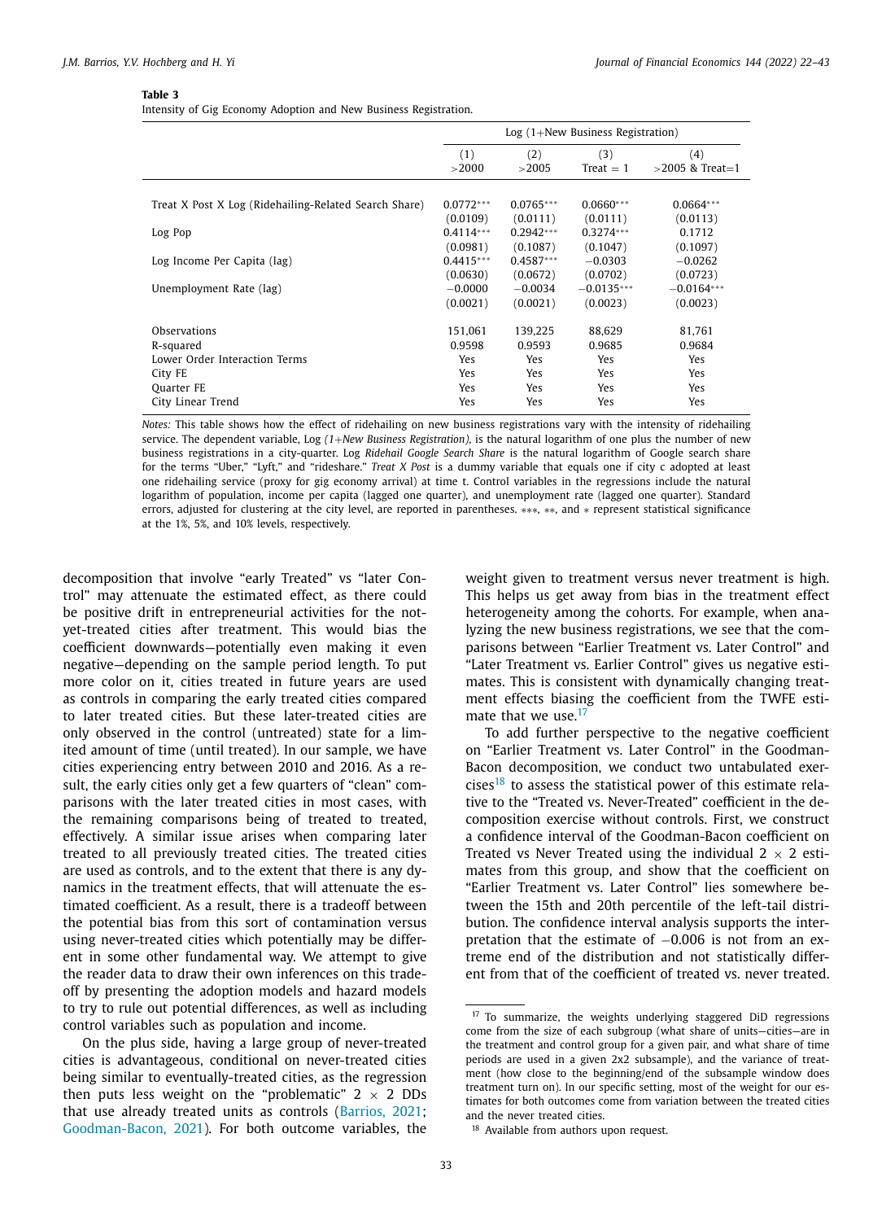**Table 3**

Intensity of Gig Economy Adoption and New Business Registration.

| | Log (1+New Business Registration) | | | |
|---|---|---|---|---|
| | (1) >2000 | (2) >2005 | (3) Treat = 1 | (4) >2005 & Treat=1 |
| Treat X Post X Log (Ridehailing-Related Search Share) | 0.0772*** | 0.0765*** | 0.0660*** | 0.0664*** |
| | (0.0109) | (0.0111) | (0.0111) | (0.0113) |
| Log Pop | 0.4114*** | 0.2942*** | 0.3274*** | 0.1712 |
| | (0.0981) | (0.1087) | (0.1047) | (0.1097) |
| Log Income Per Capita (lag) | 0.4415*** | 0.4587*** | −0.0303 | −0.0262 |
| | (0.0630) | (0.0672) | (0.0702) | (0.0723) |
| Unemployment Rate (lag) | −0.0000 | −0.0034 | −0.0135*** | −0.0164*** |
| | (0.0021) | (0.0021) | (0.0023) | (0.0023) |
| Observations | 151,061 | 139,225 | 88,629 | 81,761 |
| R-squared | 0.9598 | 0.9593 | 0.9685 | 0.9684 |
| Lower Order Interaction Terms | Yes | Yes | Yes | Yes |
| City FE | Yes | Yes | Yes | Yes |
| Quarter FE | Yes | Yes | Yes | Yes |
| City Linear Trend | Yes | Yes | Yes | Yes |

*Notes:* This table shows how the effect of ridehailing on new business registrations vary with the intensity of ridehailing service. The dependent variable, Log *(1+New Business Registration)*, is the natural logarithm of one plus the number of new business registrations in a city-quarter. Log *Ridehail Google Search Share* is the natural logarithm of Google search share for the terms "Uber," "Lyft," and "rideshare." *Treat X Post* is a dummy variable that equals one if city c adopted at least one ridehailing service (proxy for gig economy arrival) at time t. Control variables in the regressions include the natural logarithm of population, income per capita (lagged one quarter), and unemployment rate (lagged one quarter). Standard errors, adjusted for clustering at the city level, are reported in parentheses. ***, **, and * represent statistical significance at the 1%, 5%, and 10% levels, respectively.

decomposition that involve "early Treated" vs "later Control" may attenuate the estimated effect, as there could be positive drift in entrepreneurial activities for the not-yet-treated cities after treatment. This would bias the coefficient downwards—potentially even making it even negative—depending on the sample period length. To put more color on it, cities treated in future years are used as controls in comparing the early treated cities compared to later treated cities. But these later-treated cities are only observed in the control (untreated) state for a limited amount of time (until treated). In our sample, we have cities experiencing entry between 2010 and 2016. As a result, the early cities only get a few quarters of "clean" comparisons with the later treated cities in most cases, with the remaining comparisons being of treated to treated, effectively. A similar issue arises when comparing later treated to all previously treated cities. The treated cities are used as controls, and to the extent that there is any dynamics in the treatment effects, that will attenuate the estimated coefficient. As a result, there is a tradeoff between the potential bias from this sort of contamination versus using never-treated cities which potentially may be different in some other fundamental way. We attempt to give the reader data to draw their own inferences on this tradeoff by presenting the adoption models and hazard models to try to rule out potential differences, as well as including control variables such as population and income.

On the plus side, having a large group of never-treated cities is advantageous, conditional on never-treated cities being similar to eventually-treated cities, as the regression then puts less weight on the "problematic" $2 \times 2$ DDs that use already treated units as controls (Barrios, 2021; Goodman-Bacon, 2021). For both outcome variables, the weight given to treatment versus never treatment is high. This helps us get away from bias in the treatment effect heterogeneity among the cohorts. For example, when analyzing the new business registrations, we see that the comparisons between "Earlier Treatment vs. Later Control" and "Later Treatment vs. Earlier Control" gives us negative estimates. This is consistent with dynamically changing treatment effects biasing the coefficient from the TWFE estimate that we use.[17]

To add further perspective to the negative coefficient on "Earlier Treatment vs. Later Control" in the Goodman-Bacon decomposition, we conduct two untabulated exercises[18] to assess the statistical power of this estimate relative to the "Treated vs. Never-Treated" coefficient in the decomposition exercise without controls. First, we construct a confidence interval of the Goodman-Bacon coefficient on Treated vs Never Treated using the individual $2 \times 2$ estimates from this group, and show that the coefficient on "Earlier Treatment vs. Later Control" lies somewhere between the 15th and 20th percentile of the left-tail distribution. The confidence interval analysis supports the interpretation that the estimate of −0.006 is not from an extreme end of the distribution and not statistically different from that of the coefficient of treated vs. never treated.

[17] To summarize, the weights underlying staggered DiD regressions come from the size of each subgroup (what share of units—cities—are in the treatment and control group for a given pair, and what share of time periods are used in a given 2x2 subsample), and the variance of treatment (how close to the beginning/end of the subsample window does treatment turn on). In our specific setting, most of the weight for our estimates for both outcomes come from variation between the treated cities and the never treated cities.

[18] Available from authors upon request.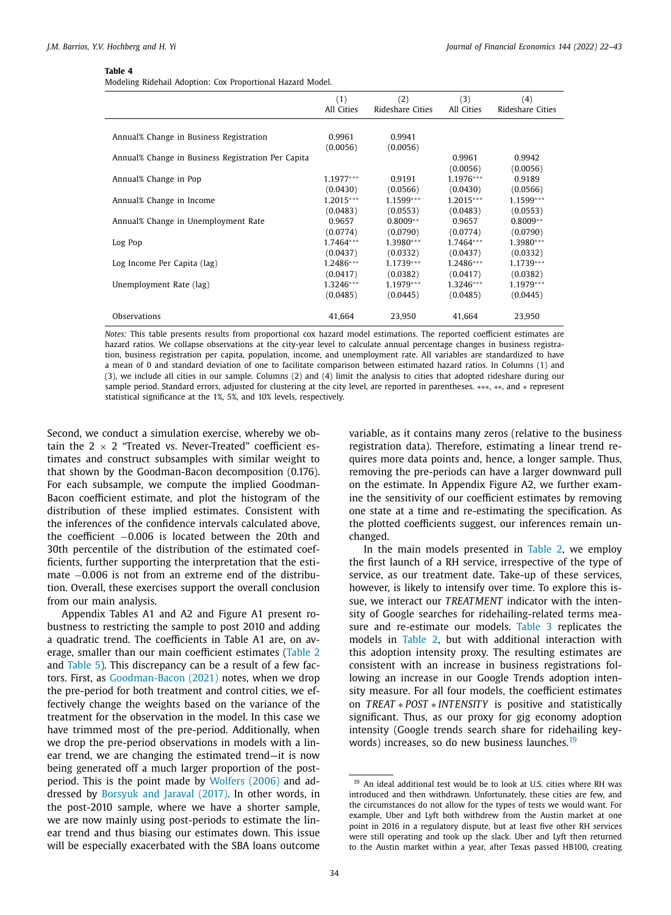**Table 4**
Modeling Ridehail Adoption: Cox Proportional Hazard Model.

| | (1) All Cities | (2) Rideshare Cities | (3) All Cities | (4) Rideshare Cities |
|---|---|---|---|---|
| Annual% Change in Business Registration | 0.9961 | 0.9941 | | |
| | (0.0056) | (0.0056) | | |
| Annual% Change in Business Registration Per Capita | | | 0.9961 | 0.9942 |
| | | | (0.0056) | (0.0056) |
| Annual% Change in Pop | 1.1977*** | 0.9191 | 1.1976*** | 0.9189 |
| | (0.0430) | (0.0566) | (0.0430) | (0.0566) |
| Annual% Change in Income | 1.2015*** | 1.1599*** | 1.2015*** | 1.1599*** |
| | (0.0483) | (0.0553) | (0.0483) | (0.0553) |
| Annual% Change in Unemployment Rate | 0.9657 | 0.8009** | 0.9657 | 0.8009** |
| | (0.0774) | (0.0790) | (0.0774) | (0.0790) |
| Log Pop | 1.7464*** | 1.3980*** | 1.7464*** | 1.3980*** |
| | (0.0437) | (0.0332) | (0.0437) | (0.0332) |
| Log Income Per Capita (lag) | 1.2486*** | 1.1739*** | 1.2486*** | 1.1739*** |
| | (0.0417) | (0.0382) | (0.0417) | (0.0382) |
| Unemployment Rate (lag) | 1.3246*** | 1.1979*** | 1.3246*** | 1.1979*** |
| | (0.0485) | (0.0445) | (0.0485) | (0.0445) |
| Observations | 41,664 | 23,950 | 41,664 | 23,950 |

*Notes:* This table presents results from proportional cox hazard model estimations. The reported coefficient estimates are hazard ratios. We collapse observations at the city-year level to calculate annual percentage changes in business registration, business registration per capita, population, income, and unemployment rate. All variables are standardized to have a mean of 0 and standard deviation of one to facilitate comparison between estimated hazard ratios. In Columns (1) and (3), we include all cities in our sample. Columns (2) and (4) limit the analysis to cities that adopted rideshare during our sample period. Standard errors, adjusted for clustering at the city level, are reported in parentheses. ***, **, and * represent statistical significance at the 1%, 5%, and 10% levels, respectively.

Second, we conduct a simulation exercise, whereby we obtain the 2 × 2 "Treated vs. Never-Treated" coefficient estimates and construct subsamples with similar weight to that shown by the Goodman-Bacon decomposition (0.176). For each subsample, we compute the implied Goodman-Bacon coefficient estimate, and plot the histogram of the distribution of these implied estimates. Consistent with the inferences of the confidence intervals calculated above, the coefficient −0.006 is located between the 20th and 30th percentile of the distribution of the estimated coefficients, further supporting the interpretation that the estimate −0.006 is not from an extreme end of the distribution. Overall, these exercises support the overall conclusion from our main analysis.

Appendix Tables A1 and A2 and Figure A1 present robustness to restricting the sample to post 2010 and adding a quadratic trend. The coefficients in Table A1 are, on average, smaller than our main coefficient estimates (Table 2 and Table 5). This discrepancy can be a result of a few factors. First, as Goodman-Bacon (2021) notes, when we drop the pre-period for both treatment and control cities, we effectively change the weights based on the variance of the treatment for the observation in the model. In this case we have trimmed most of the pre-period. Additionally, when we drop the pre-period observations in models with a linear trend, we are changing the estimated trend—it is now being generated off a much larger proportion of the post-period. This is the point made by Wolfers (2006) and addressed by Borsyuk and Jaraval (2017). In other words, in the post-2010 sample, where we have a shorter sample, we are now mainly using post-periods to estimate the linear trend and thus biasing our estimates down. This issue will be especially exacerbated with the SBA loans outcome variable, as it contains many zeros (relative to the business registration data). Therefore, estimating a linear trend requires more data points and, hence, a longer sample. Thus, removing the pre-periods can have a larger downward pull on the estimate. In Appendix Figure A2, we further examine the sensitivity of our coefficient estimates by removing one state at a time and re-estimating the specification. As the plotted coefficients suggest, our inferences remain unchanged.

In the main models presented in Table 2, we employ the first launch of a RH service, irrespective of the type of service, as our treatment date. Take-up of these services, however, is likely to intensify over time. To explore this issue, we interact our *TREATMENT* indicator with the intensity of Google searches for ridehailing-related terms measure and re-estimate our models. Table 3 replicates the models in Table 2, but with additional interaction with this adoption intensity proxy. The resulting estimates are consistent with an increase in business registrations following an increase in our Google Trends adoption intensity measure. For all four models, the coefficient estimates on $TREAT * POST * INTENSITY$ is positive and statistically significant. Thus, as our proxy for gig economy adoption intensity (Google trends search share for ridehailing keywords) increases, so do new business launches.[19]

[19] An ideal additional test would be to look at U.S. cities where RH was introduced and then withdrawn. Unfortunately, these cities are few, and the circumstances do not allow for the types of tests we would want. For example, Uber and Lyft both withdrew from the Austin market at one point in 2016 in a regulatory dispute, but at least five other RH services were still operating and took up the slack. Uber and Lyft then returned to the Austin market within a year, after Texas passed HB100, creating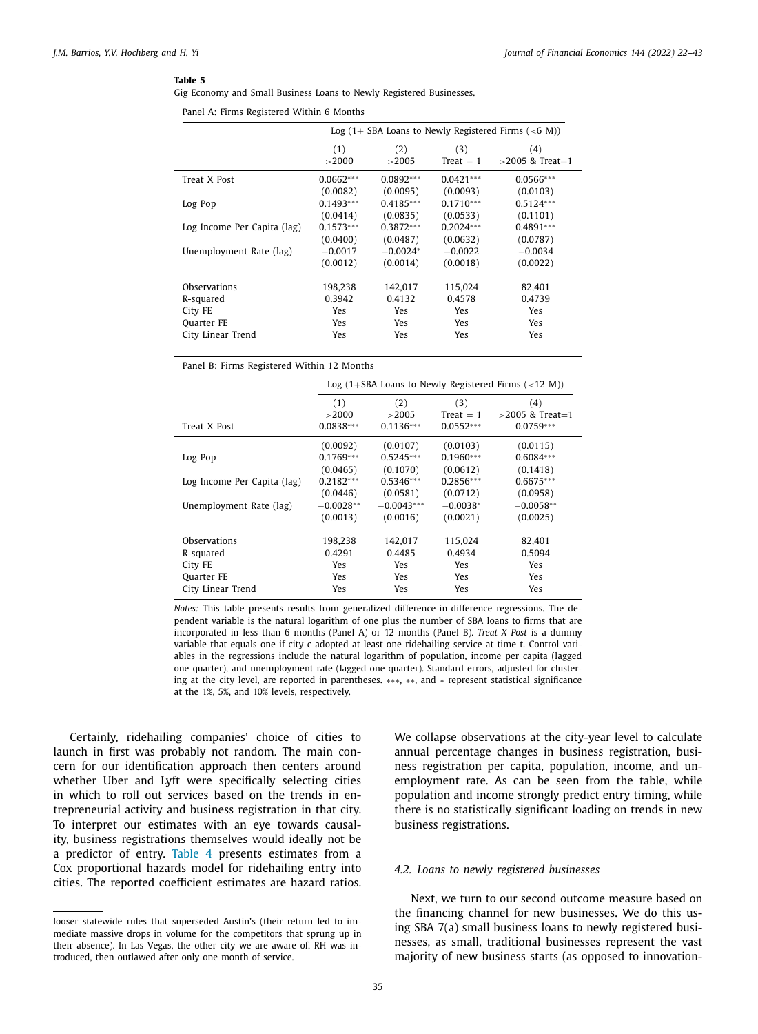**Table 5**

Gig Economy and Small Business Loans to Newly Registered Businesses.

Panel A: Firms Registered Within 6 Months

| | Log (1+ SBA Loans to Newly Registered Firms (<6 M)) | | | |
|---|---|---|---|---|
| | (1) >2000 | (2) >2005 | (3) Treat = 1 | (4) >2005 & Treat=1 |
| Treat X Post | 0.0662*** | 0.0892*** | 0.0421*** | 0.0566*** |
| | (0.0082) | (0.0095) | (0.0093) | (0.0103) |
| Log Pop | 0.1493*** | 0.4185*** | 0.1710*** | 0.5124*** |
| | (0.0414) | (0.0835) | (0.0533) | (0.1101) |
| Log Income Per Capita (lag) | 0.1573*** | 0.3872*** | 0.2024*** | 0.4891*** |
| | (0.0400) | (0.0487) | (0.0632) | (0.0787) |
| Unemployment Rate (lag) | −0.0017 | −0.0024* | −0.0022 | −0.0034 |
| | (0.0012) | (0.0014) | (0.0018) | (0.0022) |
| Observations | 198,238 | 142,017 | 115,024 | 82,401 |
| R-squared | 0.3942 | 0.4132 | 0.4578 | 0.4739 |
| City FE | Yes | Yes | Yes | Yes |
| Quarter FE | Yes | Yes | Yes | Yes |
| City Linear Trend | Yes | Yes | Yes | Yes |

Panel B: Firms Registered Within 12 Months

| | Log (1+SBA Loans to Newly Registered Firms (<12 M)) | | | |
|---|---|---|---|---|
| | (1) >2000 | (2) >2005 | (3) Treat = 1 | (4) >2005 & Treat=1 |
| Treat X Post | 0.0838*** | 0.1136*** | 0.0552*** | 0.0759*** |
| | (0.0092) | (0.0107) | (0.0103) | (0.0115) |
| Log Pop | 0.1769*** | 0.5245*** | 0.1960*** | 0.6084*** |
| | (0.0465) | (0.1070) | (0.0612) | (0.1418) |
| Log Income Per Capita (lag) | 0.2182*** | 0.5346*** | 0.2856*** | 0.6675*** |
| | (0.0446) | (0.0581) | (0.0712) | (0.0958) |
| Unemployment Rate (lag) | −0.0028** | −0.0043*** | −0.0038* | −0.0058** |
| | (0.0013) | (0.0016) | (0.0021) | (0.0025) |
| Observations | 198,238 | 142,017 | 115,024 | 82,401 |
| R-squared | 0.4291 | 0.4485 | 0.4934 | 0.5094 |
| City FE | Yes | Yes | Yes | Yes |
| Quarter FE | Yes | Yes | Yes | Yes |
| City Linear Trend | Yes | Yes | Yes | Yes |

*Notes:* This table presents results from generalized difference-in-difference regressions. The dependent variable is the natural logarithm of one plus the number of SBA loans to firms that are incorporated in less than 6 months (Panel A) or 12 months (Panel B). *Treat X Post* is a dummy variable that equals one if city c adopted at least one ridehailing service at time t. Control variables in the regressions include the natural logarithm of population, income per capita (lagged one quarter), and unemployment rate (lagged one quarter). Standard errors, adjusted for clustering at the city level, are reported in parentheses. ***, **, and * represent statistical significance at the 1%, 5%, and 10% levels, respectively.

Certainly, ridehailing companies' choice of cities to launch in first was probably not random. The main concern for our identification approach then centers around whether Uber and Lyft were specifically selecting cities in which to roll out services based on the trends in entrepreneurial activity and business registration in that city. To interpret our estimates with an eye towards causality, business registrations themselves would ideally not be a predictor of entry. Table 4 presents estimates from a Cox proportional hazards model for ridehailing entry into cities. The reported coefficient estimates are hazard ratios. We collapse observations at the city-year level to calculate annual percentage changes in business registration, business registration per capita, population, income, and unemployment rate. As can be seen from the table, while population and income strongly predict entry timing, while there is no statistically significant loading on trends in new business registrations.

### 4.2. Loans to newly registered businesses

Next, we turn to our second outcome measure based on the financing channel for new businesses. We do this using SBA 7(a) small business loans to newly registered businesses, as small, traditional businesses represent the vast majority of new business starts (as opposed to innovation-

looser statewide rules that superseded Austin's (their return led to immediate massive drops in volume for the competitors that sprung up in their absence). In Las Vegas, the other city we are aware of, RH was introduced, then outlawed after only one month of service.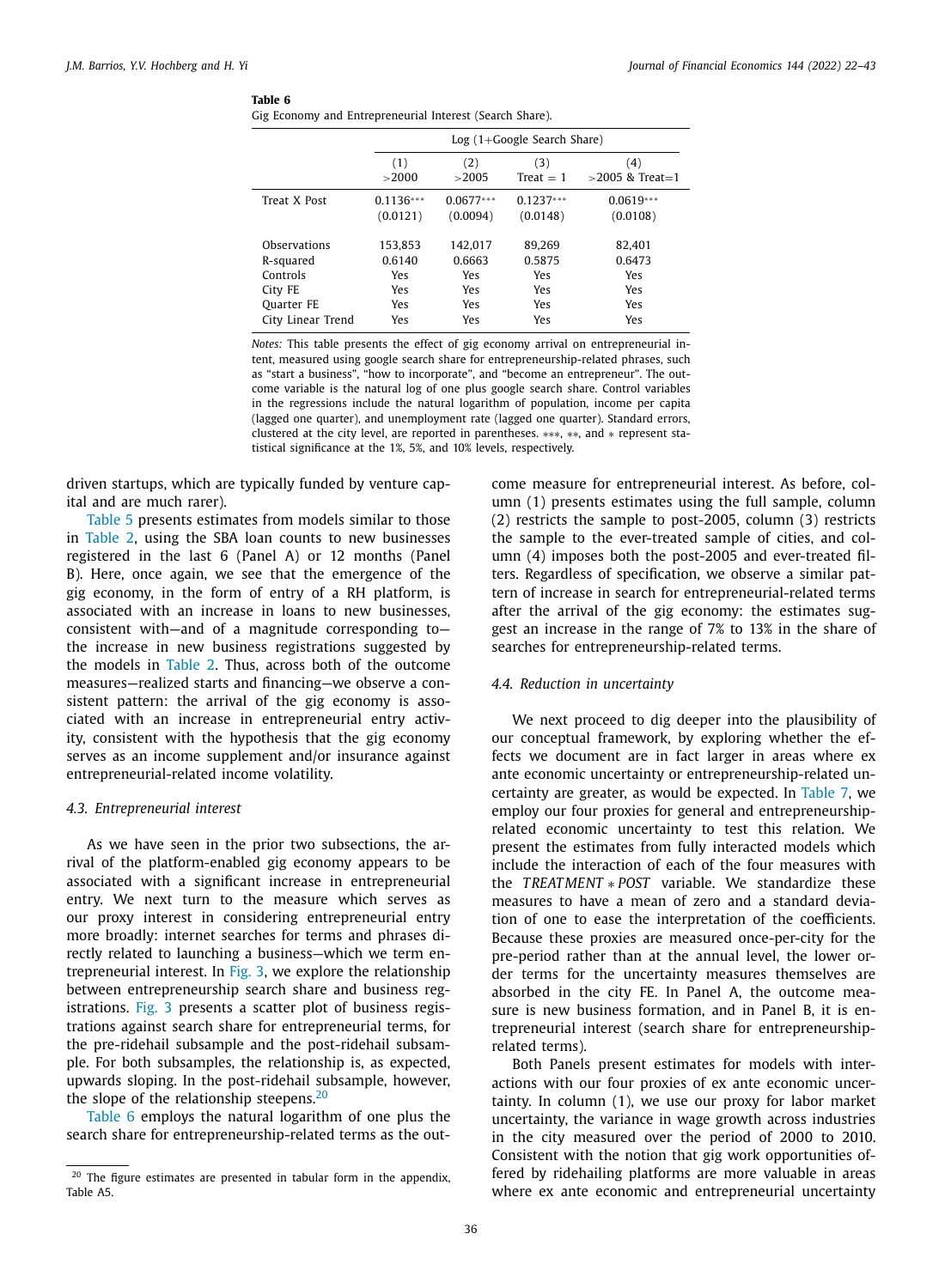**Table 6**

Gig Economy and Entrepreneurial Interest (Search Share).

| | Log (1+Google Search Share) | | | |
|---|---|---|---|---|
| | (1) >2000 | (2) >2005 | (3) Treat = 1 | (4) >2005 & Treat=1 |
| Treat X Post | 0.1136*** | 0.0677*** | 0.1237*** | 0.0619*** |
| | (0.0121) | (0.0094) | (0.0148) | (0.0108) |
| Observations | 153,853 | 142,017 | 89,269 | 82,401 |
| R-squared | 0.6140 | 0.6663 | 0.5875 | 0.6473 |
| Controls | Yes | Yes | Yes | Yes |
| City FE | Yes | Yes | Yes | Yes |
| Quarter FE | Yes | Yes | Yes | Yes |
| City Linear Trend | Yes | Yes | Yes | Yes |

*Notes:* This table presents the effect of gig economy arrival on entrepreneurial intent, measured using google search share for entrepreneurship-related phrases, such as "start a business", "how to incorporate", and "become an entrepreneur". The outcome variable is the natural log of one plus google search share. Control variables in the regressions include the natural logarithm of population, income per capita (lagged one quarter), and unemployment rate (lagged one quarter). Standard errors, clustered at the city level, are reported in parentheses. ***, **, and * represent statistical significance at the 1%, 5%, and 10% levels, respectively.

driven startups, which are typically funded by venture capital and are much rarer).

Table 5 presents estimates from models similar to those in Table 2, using the SBA loan counts to new businesses registered in the last 6 (Panel A) or 12 months (Panel B). Here, once again, we see that the emergence of the gig economy, in the form of entry of a RH platform, is associated with an increase in loans to new businesses, consistent with—and of a magnitude corresponding to—the increase in new business registrations suggested by the models in Table 2. Thus, across both of the outcome measures—realized starts and financing—we observe a consistent pattern: the arrival of the gig economy is associated with an increase in entrepreneurial entry activity, consistent with the hypothesis that the gig economy serves as an income supplement and/or insurance against entrepreneurial-related income volatility.

### 4.3. Entrepreneurial interest

As we have seen in the prior two subsections, the arrival of the platform-enabled gig economy appears to be associated with a significant increase in entrepreneurial entry. We next turn to the measure which serves as our proxy interest in considering entrepreneurial entry more broadly: internet searches for terms and phrases directly related to launching a business—which we term entrepreneurial interest. In Fig. 3, we explore the relationship between entrepreneurship search share and business registrations. Fig. 3 presents a scatter plot of business registrations against search share for entrepreneurial terms, for the pre-ridehail subsample and the post-ridehail subsample. For both subsamples, the relationship is, as expected, upwards sloping. In the post-ridehail subsample, however, the slope of the relationship steepens.[20]

Table 6 employs the natural logarithm of one plus the search share for entrepreneurship-related terms as the outcome measure for entrepreneurial interest. As before, column (1) presents estimates using the full sample, column (2) restricts the sample to post-2005, column (3) restricts the sample to the ever-treated sample of cities, and column (4) imposes both the post-2005 and ever-treated filters. Regardless of specification, we observe a similar pattern of increase in search for entrepreneurial-related terms after the arrival of the gig economy: the estimates suggest an increase in the range of 7% to 13% in the share of searches for entrepreneurship-related terms.

### 4.4. Reduction in uncertainty

We next proceed to dig deeper into the plausibility of our conceptual framework, by exploring whether the effects we document are in fact larger in areas where ex ante economic uncertainty or entrepreneurship-related uncertainty are greater, as would be expected. In Table 7, we employ our four proxies for general and entrepreneurship-related economic uncertainty to test this relation. We present the estimates from fully interacted models which include the interaction of each of the four measures with the $TREATMENT * POST$ variable. We standardize these measures to have a mean of zero and a standard deviation of one to ease the interpretation of the coefficients. Because these proxies are measured once-per-city for the pre-period rather than at the annual level, the lower order terms for the uncertainty measures themselves are absorbed in the city FE. In Panel A, the outcome measure is new business formation, and in Panel B, it is entrepreneurial interest (search share for entrepreneurship-related terms).

Both Panels present estimates for models with interactions with our four proxies of ex ante economic uncertainty. In column (1), we use our proxy for labor market uncertainty, the variance in wage growth across industries in the city measured over the period of 2000 to 2010. Consistent with the notion that gig work opportunities offered by ridehailing platforms are more valuable in areas where ex ante economic and entrepreneurial uncertainty

[20] The figure estimates are presented in tabular form in the appendix, Table A5.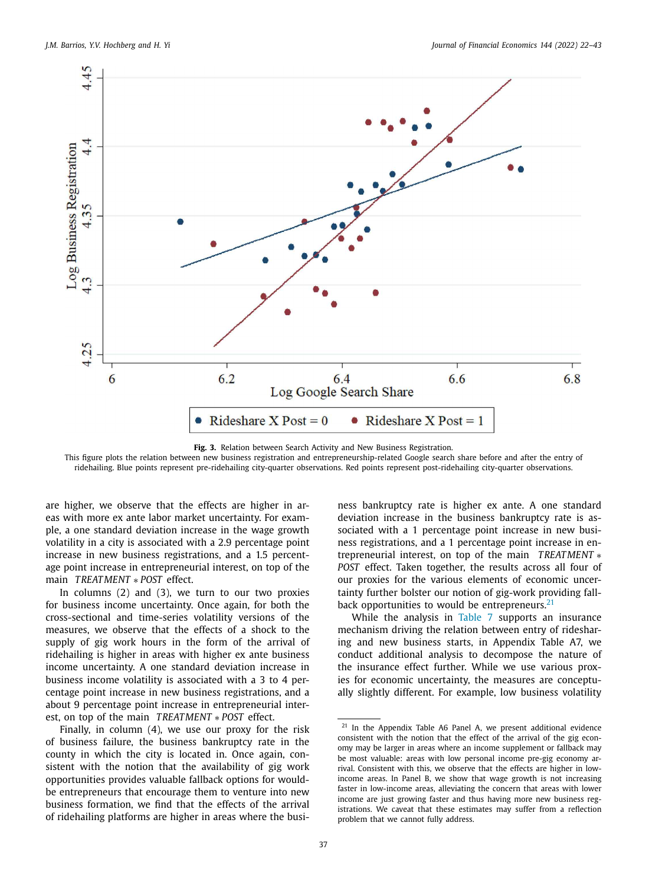**Fig. 3.** Relation between Search Activity and New Business Registration.
This figure plots the relation between new business registration and entrepreneurship-related Google search share before and after the entry of ridehailing. Blue points represent pre-ridehailing city-quarter observations. Red points represent post-ridehailing city-quarter observations.

are higher, we observe that the effects are higher in areas with more ex ante labor market uncertainty. For example, a one standard deviation increase in the wage growth volatility in a city is associated with a 2.9 percentage point increase in new business registrations, and a 1.5 percentage point increase in entrepreneurial interest, on top of the main *TREATMENT* ∗ *POST* effect.

In columns (2) and (3), we turn to our two proxies for business income uncertainty. Once again, for both the cross-sectional and time-series volatility versions of the measures, we observe that the effects of a shock to the supply of gig work hours in the form of the arrival of ridehailing is higher in areas with higher ex ante business income uncertainty. A one standard deviation increase in business income volatility is associated with a 3 to 4 percentage point increase in new business registrations, and a about 9 percentage point increase in entrepreneurial interest, on top of the main *TREATMENT* ∗ *POST* effect.

Finally, in column (4), we use our proxy for the risk of business failure, the business bankruptcy rate in the county in which the city is located in. Once again, consistent with the notion that the availability of gig work opportunities provides valuable fallback options for would-be entrepreneurs that encourage them to venture into new business formation, we find that the effects of the arrival of ridehailing platforms are higher in areas where the business bankruptcy rate is higher ex ante. A one standard deviation increase in the business bankruptcy rate is associated with a 1 percentage point increase in new business registrations, and a 1 percentage point increase in entrepreneurial interest, on top of the main *TREATMENT* ∗ *POST* effect. Taken together, the results across all four of our proxies for the various elements of economic uncertainty further bolster our notion of gig-work providing fallback opportunities to would be entrepreneurs.[21]

While the analysis in Table 7 supports an insurance mechanism driving the relation between entry of ridesharing and new business starts, in Appendix Table A7, we conduct additional analysis to decompose the nature of the insurance effect further. While we use various proxies for economic uncertainty, the measures are conceptually slightly different. For example, low business volatility

[21] In the Appendix Table A6 Panel A, we present additional evidence consistent with the notion that the effect of the arrival of the gig economy may be larger in areas where an income supplement or fallback may be most valuable: areas with low personal income pre-gig economy arrival. Consistent with this, we observe that the effects are higher in low-income areas. In Panel B, we show that wage growth is not increasing faster in low-income areas, alleviating the concern that areas with lower income are just growing faster and thus having more new business registrations. We caveat that these estimates may suffer from a reflection problem that we cannot fully address.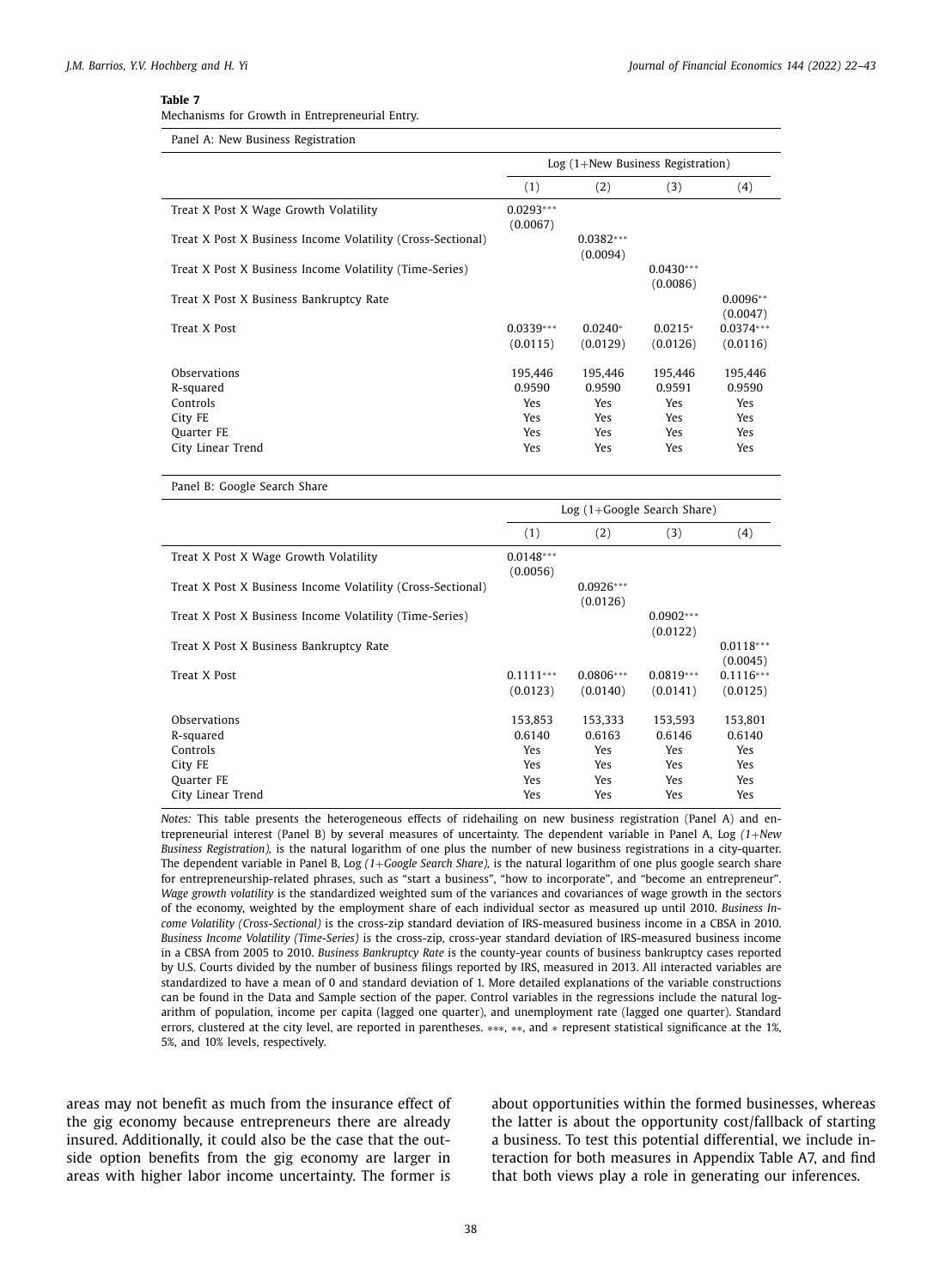**Table 7**
Mechanisms for Growth in Entrepreneurial Entry.

Panel A: New Business Registration

| | Log (1+New Business Registration) | | | |
|---|---|---|---|---|
| | (1) | (2) | (3) | (4) |
| Treat X Post X Wage Growth Volatility | 0.0293*** | | | |
| | (0.0067) | | | |
| Treat X Post X Business Income Volatility (Cross-Sectional) | | 0.0382*** | | |
| | | (0.0094) | | |
| Treat X Post X Business Income Volatility (Time-Series) | | | 0.0430*** | |
| | | | (0.0086) | |
| Treat X Post X Business Bankruptcy Rate | | | | 0.0096** |
| | | | | (0.0047) |
| Treat X Post | 0.0339*** | 0.0240* | 0.0215* | 0.0374*** |
| | (0.0115) | (0.0129) | (0.0126) | (0.0116) |
| Observations | 195,446 | 195,446 | 195,446 | 195,446 |
| R-squared | 0.9590 | 0.9590 | 0.9591 | 0.9590 |
| Controls | Yes | Yes | Yes | Yes |
| City FE | Yes | Yes | Yes | Yes |
| Quarter FE | Yes | Yes | Yes | Yes |
| City Linear Trend | Yes | Yes | Yes | Yes |

Panel B: Google Search Share

| | Log (1+Google Search Share) | | | |
|---|---|---|---|---|
| | (1) | (2) | (3) | (4) |
| Treat X Post X Wage Growth Volatility | 0.0148*** | | | |
| | (0.0056) | | | |
| Treat X Post X Business Income Volatility (Cross-Sectional) | | 0.0926*** | | |
| | | (0.0126) | | |
| Treat X Post X Business Income Volatility (Time-Series) | | | 0.0902*** | |
| | | | (0.0122) | |
| Treat X Post X Business Bankruptcy Rate | | | | 0.0118*** |
| | | | | (0.0045) |
| Treat X Post | 0.1111*** | 0.0806*** | 0.0819*** | 0.1116*** |
| | (0.0123) | (0.0140) | (0.0141) | (0.0125) |
| Observations | 153,853 | 153,333 | 153,593 | 153,801 |
| R-squared | 0.6140 | 0.6163 | 0.6146 | 0.6140 |
| Controls | Yes | Yes | Yes | Yes |
| City FE | Yes | Yes | Yes | Yes |
| Quarter FE | Yes | Yes | Yes | Yes |
| City Linear Trend | Yes | Yes | Yes | Yes |

*Notes:* This table presents the heterogeneous effects of ridehailing on new business registration (Panel A) and entrepreneurial interest (Panel B) by several measures of uncertainty. The dependent variable in Panel A, Log *(1+New Business Registration)*, is the natural logarithm of one plus the number of new business registrations in a city-quarter. The dependent variable in Panel B, Log *(1+Google Search Share)*, is the natural logarithm of one plus google search share for entrepreneurship-related phrases, such as "start a business", "how to incorporate", and "become an entrepreneur". *Wage growth volatility* is the standardized weighted sum of the variances and covariances of wage growth in the sectors of the economy, weighted by the employment share of each individual sector as measured up until 2010. *Business Income Volatility (Cross-Sectional)* is the cross-zip standard deviation of IRS-measured business income in a CBSA in 2010. *Business Income Volatility (Time-Series)* is the cross-zip, cross-year standard deviation of IRS-measured business income in a CBSA from 2005 to 2010. *Business Bankruptcy Rate* is the county-year counts of business bankruptcy cases reported by U.S. Courts divided by the number of business filings reported by IRS, measured in 2013. All interacted variables are standardized to have a mean of 0 and standard deviation of 1. More detailed explanations of the variable constructions can be found in the Data and Sample section of the paper. Control variables in the regressions include the natural logarithm of population, income per capita (lagged one quarter), and unemployment rate (lagged one quarter). Standard errors, clustered at the city level, are reported in parentheses. ***, **, and * represent statistical significance at the 1%, 5%, and 10% levels, respectively.

areas may not benefit as much from the insurance effect of the gig economy because entrepreneurs there are already insured. Additionally, it could also be the case that the outside option benefits from the gig economy are larger in areas with higher labor income uncertainty. The former is about opportunities within the formed businesses, whereas the latter is about the opportunity cost/fallback of starting a business. To test this potential differential, we include interaction for both measures in Appendix Table A7, and find that both views play a role in generating our inferences.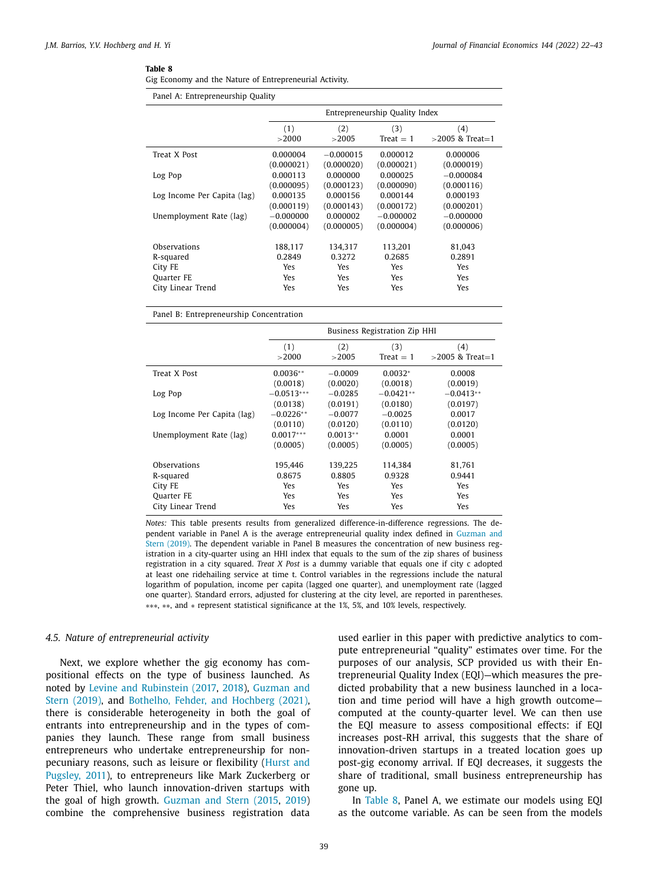**Table 8**
Gig Economy and the Nature of Entrepreneurial Activity.

Panel A: Entrepreneurship Quality

| | Entrepreneurship Quality Index | | | |
|---|---|---|---|---|
| | (1) >2000 | (2) >2005 | (3) Treat = 1 | (4) >2005 & Treat=1 |
| Treat X Post | 0.000004 | −0.000015 | 0.000012 | 0.000006 |
| | (0.000021) | (0.000020) | (0.000021) | (0.000019) |
| Log Pop | 0.000113 | 0.000000 | 0.000025 | −0.000084 |
| | (0.000095) | (0.000123) | (0.000090) | (0.000116) |
| Log Income Per Capita (lag) | 0.000135 | 0.000156 | 0.000144 | 0.000193 |
| | (0.000119) | (0.000143) | (0.000172) | (0.000201) |
| Unemployment Rate (lag) | −0.000000 | 0.000002 | −0.000002 | −0.000000 |
| | (0.000004) | (0.000005) | (0.000004) | (0.000006) |
| Observations | 188,117 | 134,317 | 113,201 | 81,043 |
| R-squared | 0.2849 | 0.3272 | 0.2685 | 0.2891 |
| City FE | Yes | Yes | Yes | Yes |
| Quarter FE | Yes | Yes | Yes | Yes |
| City Linear Trend | Yes | Yes | Yes | Yes |

Panel B: Entrepreneurship Concentration

| | Business Registration Zip HHI | | | |
|---|---|---|---|---|
| | (1) >2000 | (2) >2005 | (3) Treat = 1 | (4) >2005 & Treat=1 |
| Treat X Post | 0.0036** | −0.0009 | 0.0032* | 0.0008 |
| | (0.0018) | (0.0020) | (0.0018) | (0.0019) |
| Log Pop | −0.0513*** | −0.0285 | −0.0421** | −0.0413** |
| | (0.0138) | (0.0191) | (0.0180) | (0.0197) |
| Log Income Per Capita (lag) | −0.0226** | −0.0077 | −0.0025 | 0.0017 |
| | (0.0110) | (0.0120) | (0.0110) | (0.0120) |
| Unemployment Rate (lag) | 0.0017*** | 0.0013** | 0.0001 | 0.0001 |
| | (0.0005) | (0.0005) | (0.0005) | (0.0005) |
| Observations | 195,446 | 139,225 | 114,384 | 81,761 |
| R-squared | 0.8675 | 0.8805 | 0.9328 | 0.9441 |
| City FE | Yes | Yes | Yes | Yes |
| Quarter FE | Yes | Yes | Yes | Yes |
| City Linear Trend | Yes | Yes | Yes | Yes |

*Notes:* This table presents results from generalized difference-in-difference regressions. The dependent variable in Panel A is the average entrepreneurial quality index defined in Guzman and Stern (2019). The dependent variable in Panel B measures the concentration of new business registration in a city-quarter using an HHI index that equals to the sum of the zip shares of business registration in a city squared. *Treat X Post* is a dummy variable that equals one if city c adopted at least one ridehailing service at time t. Control variables in the regressions include the natural logarithm of population, income per capita (lagged one quarter), and unemployment rate (lagged one quarter). Standard errors, adjusted for clustering at the city level, are reported in parentheses. ***, **, and * represent statistical significance at the 1%, 5%, and 10% levels, respectively.

### 4.5. Nature of entrepreneurial activity

Next, we explore whether the gig economy has compositional effects on the type of business launched. As noted by Levine and Rubinstein (2017, 2018), Guzman and Stern (2019), and Bothelho, Fehder, and Hochberg (2021), there is considerable heterogeneity in both the goal of entrants into entrepreneurship and in the types of companies they launch. These range from small business entrepreneurs who undertake entrepreneurship for non-pecuniary reasons, such as leisure or flexibility (Hurst and Pugsley, 2011), to entrepreneurs like Mark Zuckerberg or Peter Thiel, who launch innovation-driven startups with the goal of high growth. Guzman and Stern (2015, 2019) combine the comprehensive business registration data used earlier in this paper with predictive analytics to compute entrepreneurial "quality" estimates over time. For the purposes of our analysis, SCP provided us with their Entrepreneurial Quality Index (EQI)—which measures the predicted probability that a new business launched in a location and time period will have a high growth outcome—computed at the county-quarter level. We can then use the EQI measure to assess compositional effects: if EQI increases post-RH arrival, this suggests that the share of innovation-driven startups in a treated location goes up post-gig economy arrival. If EQI decreases, it suggests the share of traditional, small business entrepreneurship has gone up.

In Table 8, Panel A, we estimate our models using EQI as the outcome variable. As can be seen from the models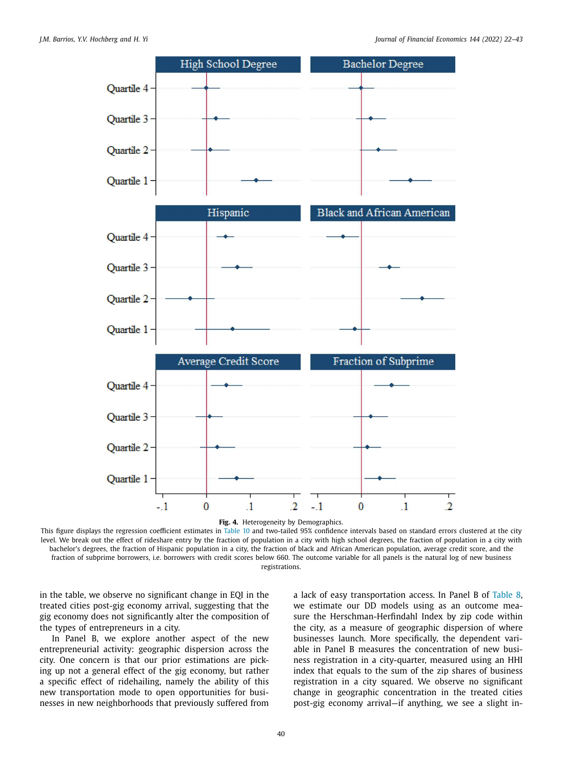**Fig. 4.** Heterogeneity by Demographics.
This figure displays the regression coefficient estimates in Table 10 and two-tailed 95% confidence intervals based on standard errors clustered at the city level. We break out the effect of rideshare entry by the fraction of population in a city with high school degrees, the fraction of population in a city with bachelor's degrees, the fraction of Hispanic population in a city, the fraction of black and African American population, average credit score, and the fraction of subprime borrowers, i.e. borrowers with credit scores below 660. The outcome variable for all panels is the natural log of new business registrations.

in the table, we observe no significant change in EQI in the treated cities post-gig economy arrival, suggesting that the gig economy does not significantly alter the composition of the types of entrepreneurs in a city.

In Panel B, we explore another aspect of the new entrepreneurial activity: geographic dispersion across the city. One concern is that our prior estimations are picking up not a general effect of the gig economy, but rather a specific effect of ridehailing, namely the ability of this new transportation mode to open opportunities for businesses in new neighborhoods that previously suffered from a lack of easy transportation access. In Panel B of Table 8, we estimate our DD models using as an outcome measure the Herschman-Herfindahl Index by zip code within the city, as a measure of geographic dispersion of where businesses launch. More specifically, the dependent variable in Panel B measures the concentration of new business registration in a city-quarter, measured using an HHI index that equals to the sum of the zip shares of business registration in a city squared. We observe no significant change in geographic concentration in the treated cities post-gig economy arrival—if anything, we see a slight in-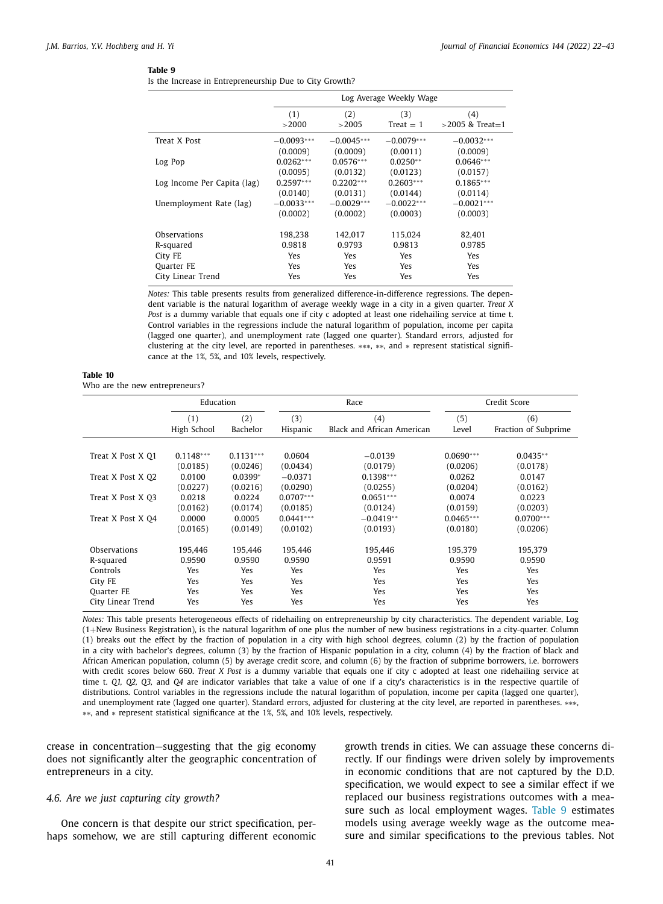**Table 9**
Is the Increase in Entrepreneurship Due to City Growth?

| | Log Average Weekly Wage | | | |
|---|---|---|---|---|
| | (1) >2000 | (2) >2005 | (3) Treat = 1 | (4) >2005 & Treat=1 |
| Treat X Post | −0.0093*** | −0.0045*** | −0.0079*** | −0.0032*** |
| | (0.0009) | (0.0009) | (0.0011) | (0.0009) |
| Log Pop | 0.0262*** | 0.0576*** | 0.0250** | 0.0646*** |
| | (0.0095) | (0.0132) | (0.0123) | (0.0157) |
| Log Income Per Capita (lag) | 0.2597*** | 0.2202*** | 0.2603*** | 0.1865*** |
| | (0.0140) | (0.0131) | (0.0144) | (0.0114) |
| Unemployment Rate (lag) | −0.0033*** | −0.0029*** | −0.0022*** | −0.0021*** |
| | (0.0002) | (0.0002) | (0.0003) | (0.0003) |
| Observations | 198,238 | 142,017 | 115,024 | 82,401 |
| R-squared | 0.9818 | 0.9793 | 0.9813 | 0.9785 |
| City FE | Yes | Yes | Yes | Yes |
| Quarter FE | Yes | Yes | Yes | Yes |
| City Linear Trend | Yes | Yes | Yes | Yes |

*Notes:* This table presents results from generalized difference-in-difference regressions. The dependent variable is the natural logarithm of average weekly wage in a city in a given quarter. *Treat X Post* is a dummy variable that equals one if city c adopted at least one ridehailing service at time t. Control variables in the regressions include the natural logarithm of population, income per capita (lagged one quarter), and unemployment rate (lagged one quarter). Standard errors, adjusted for clustering at the city level, are reported in parentheses. ***, **, and * represent statistical significance at the 1%, 5%, and 10% levels, respectively.

**Table 10**
Who are the new entrepreneurs?

| | Education | | Race | | Credit Score | |
|---|---|---|---|---|---|---|
| | (1) High School | (2) Bachelor | (3) Hispanic | (4) Black and African American | (5) Level | (6) Fraction of Subprime |
| Treat X Post X Q1 | 0.1148*** | 0.1131*** | 0.0604 | −0.0139 | 0.0690*** | 0.0435** |
| | (0.0185) | (0.0246) | (0.0434) | (0.0179) | (0.0206) | (0.0178) |
| Treat X Post X Q2 | 0.0100 | 0.0399* | −0.0371 | 0.1398*** | 0.0262 | 0.0147 |
| | (0.0227) | (0.0216) | (0.0290) | (0.0255) | (0.0204) | (0.0162) |
| Treat X Post X Q3 | 0.0218 | 0.0224 | 0.0707*** | 0.0651*** | 0.0074 | 0.0223 |
| | (0.0162) | (0.0174) | (0.0185) | (0.0124) | (0.0159) | (0.0203) |
| Treat X Post X Q4 | 0.0000 | 0.0005 | 0.0441*** | −0.0419** | 0.0465*** | 0.0700*** |
| | (0.0165) | (0.0149) | (0.0102) | (0.0193) | (0.0180) | (0.0206) |
| Observations | 195,446 | 195,446 | 195,446 | 195,446 | 195,379 | 195,379 |
| R-squared | 0.9590 | 0.9590 | 0.9590 | 0.9591 | 0.9590 | 0.9590 |
| Controls | Yes | Yes | Yes | Yes | Yes | Yes |
| City FE | Yes | Yes | Yes | Yes | Yes | Yes |
| Quarter FE | Yes | Yes | Yes | Yes | Yes | Yes |
| City Linear Trend | Yes | Yes | Yes | Yes | Yes | Yes |

*Notes:* This table presents heterogeneous effects of ridehailing on entrepreneurship by city characteristics. The dependent variable, Log (1+New Business Registration), is the natural logarithm of one plus the number of new business registrations in a city-quarter. Column (1) breaks out the effect by the fraction of population in a city with high school degrees, column (2) by the fraction of population in a city with bachelor's degrees, column (3) by the fraction of Hispanic population in a city, column (4) by the fraction of black and African American population, column (5) by average credit score, and column (6) by the fraction of subprime borrowers, i.e. borrowers with credit scores below 660. *Treat X Post* is a dummy variable that equals one if city c adopted at least one ridehailing service at time t. *Q1, Q2, Q3,* and *Q4* are indicator variables that take a value of one if a city's characteristics is in the respective quartile of distributions. Control variables in the regressions include the natural logarithm of population, income per capita (lagged one quarter), and unemployment rate (lagged one quarter). Standard errors, adjusted for clustering at the city level, are reported in parentheses. ***, **, and * represent statistical significance at the 1%, 5%, and 10% levels, respectively.

crease in concentration—suggesting that the gig economy does not significantly alter the geographic concentration of entrepreneurs in a city.

### 4.6. Are we just capturing city growth?

One concern is that despite our strict specification, perhaps somehow, we are still capturing different economic growth trends in cities. We can assuage these concerns directly. If our findings were driven solely by improvements in economic conditions that are not captured by the D.D. specification, we would expect to see a similar effect if we replaced our business registrations outcomes with a measure such as local employment wages. Table 9 estimates models using average weekly wage as the outcome measure and similar specifications to the previous tables. Not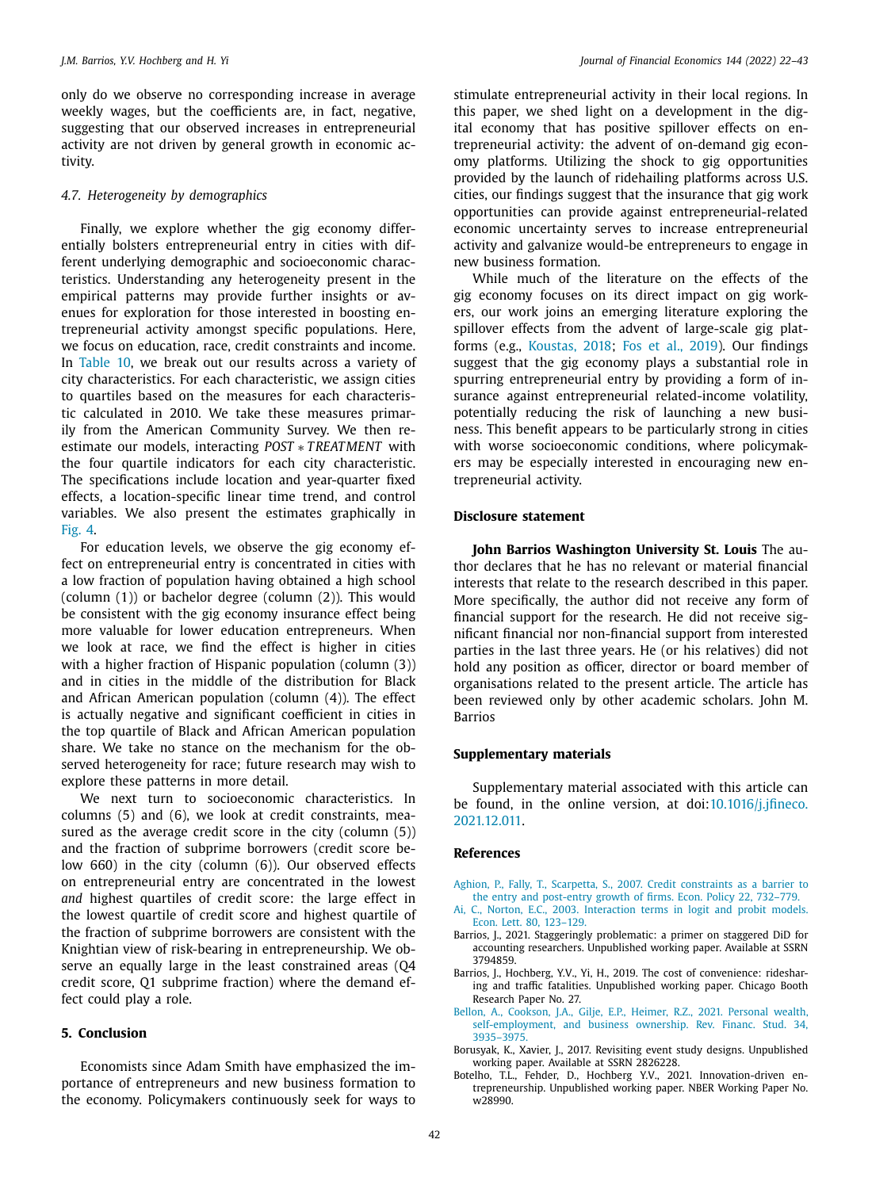only do we observe no corresponding increase in average weekly wages, but the coefficients are, in fact, negative, suggesting that our observed increases in entrepreneurial activity are not driven by general growth in economic activity.

### *4.7. Heterogeneity by demographics*

Finally, we explore whether the gig economy differentially bolsters entrepreneurial entry in cities with different underlying demographic and socioeconomic characteristics. Understanding any heterogeneity present in the empirical patterns may provide further insights or avenues for exploration for those interested in boosting entrepreneurial activity amongst specific populations. Here, we focus on education, race, credit constraints and income. In Table 10, we break out our results across a variety of city characteristics. For each characteristic, we assign cities to quartiles based on the measures for each characteristic calculated in 2010. We take these measures primarily from the American Community Survey. We then reestimate our models, interacting $POST * TREATMENT$ with the four quartile indicators for each city characteristic. The specifications include location and year-quarter fixed effects, a location-specific linear time trend, and control variables. We also present the estimates graphically in Fig. 4.

For education levels, we observe the gig economy effect on entrepreneurial entry is concentrated in cities with a low fraction of population having obtained a high school (column (1)) or bachelor degree (column (2)). This would be consistent with the gig economy insurance effect being more valuable for lower education entrepreneurs. When we look at race, we find the effect is higher in cities with a higher fraction of Hispanic population (column (3)) and in cities in the middle of the distribution for Black and African American population (column (4)). The effect is actually negative and significant coefficient in cities in the top quartile of Black and African American population share. We take no stance on the mechanism for the observed heterogeneity for race; future research may wish to explore these patterns in more detail.

We next turn to socioeconomic characteristics. In columns (5) and (6), we look at credit constraints, measured as the average credit score in the city (column (5)) and the fraction of subprime borrowers (credit score below 660) in the city (column (6)). Our observed effects on entrepreneurial entry are concentrated in the lowest *and* highest quartiles of credit score: the large effect in the lowest quartile of credit score and highest quartile of the fraction of subprime borrowers are consistent with the Knightian view of risk-bearing in entrepreneurship. We observe an equally large in the least constrained areas (Q4 credit score, Q1 subprime fraction) where the demand effect could play a role.

## 5. Conclusion

Economists since Adam Smith have emphasized the importance of entrepreneurs and new business formation to the economy. Policymakers continuously seek for ways to stimulate entrepreneurial activity in their local regions. In this paper, we shed light on a development in the digital economy that has positive spillover effects on entrepreneurial activity: the advent of on-demand gig economy platforms. Utilizing the shock to gig opportunities provided by the launch of ridehailing platforms across U.S. cities, our findings suggest that the insurance that gig work opportunities can provide against entrepreneurial-related economic uncertainty serves to increase entrepreneurial activity and galvanize would-be entrepreneurs to engage in new business formation.

While much of the literature on the effects of the gig economy focuses on its direct impact on gig workers, our work joins an emerging literature exploring the spillover effects from the advent of large-scale gig platforms (e.g., Koustas, 2018; Fos et al., 2019). Our findings suggest that the gig economy plays a substantial role in spurring entrepreneurial entry by providing a form of insurance against entrepreneurial related-income volatility, potentially reducing the risk of launching a new business. This benefit appears to be particularly strong in cities with worse socioeconomic conditions, where policymakers may be especially interested in encouraging new entrepreneurial activity.

## Disclosure statement

**John Barrios Washington University St. Louis** The author declares that he has no relevant or material financial interests that relate to the research described in this paper. More specifically, the author did not receive any form of financial support for the research. He did not receive significant financial nor non-financial support from interested parties in the last three years. He (or his relatives) did not hold any position as officer, director or board member of organisations related to the present article. The article has been reviewed only by other academic scholars. John M. Barrios

## Supplementary materials

Supplementary material associated with this article can be found, in the online version, at doi:10.1016/j.jfineco.2021.12.011.

## References

Aghion, P., Fally, T., Scarpetta, S., 2007. Credit constraints as a barrier to the entry and post-entry growth of firms. Econ. Policy 22, 732–779.

Ai, C., Norton, E.C., 2003. Interaction terms in logit and probit models. Econ. Lett. 80, 123–129.

Barrios, J., 2021. Staggeringly problematic: a primer on staggered DiD for accounting researchers. Unpublished working paper. Available at SSRN 3794859.

Barrios, J., Hochberg, Y.V., Yi, H., 2019. The cost of convenience: ridesharing and traffic fatalities. Unpublished working paper. Chicago Booth Research Paper No. 27.

Bellon, A., Cookson, J.A., Gilje, E.P., Heimer, R.Z., 2021. Personal wealth, self-employment, and business ownership. Rev. Financ. Stud. 34, 3935–3975.

Borusyak, K., Xavier, J., 2017. Revisiting event study designs. Unpublished working paper. Available at SSRN 2826228.

Botelho, T.L., Fehder, D., Hochberg Y.V., 2021. Innovation-driven entrepreneurship. Unpublished working paper. NBER Working Paper No. w28990.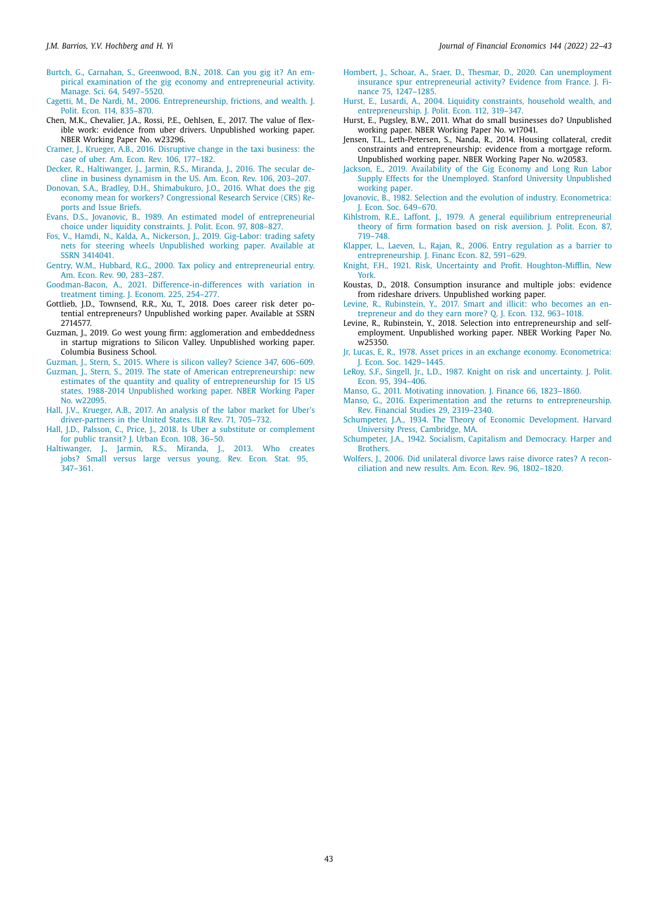Burtch, G., Carnahan, S., Greenwood, B.N., 2018. Can you gig it? An empirical examination of the gig economy and entrepreneurial activity. Manage. Sci. 64, 5497–5520.

Cagetti, M., De Nardi, M., 2006. Entrepreneurship, frictions, and wealth. J. Polit. Econ. 114, 835–870.

Chen, M.K., Chevalier, J.A., Rossi, P.E., Oehlsen, E., 2017. The value of flexible work: evidence from uber drivers. Unpublished working paper. NBER Working Paper No. w23296.

Cramer, J., Krueger, A.B., 2016. Disruptive change in the taxi business: the case of uber. Am. Econ. Rev. 106, 177–182.

Decker, R., Haltiwanger, J., Jarmin, R.S., Miranda, J., 2016. The secular decline in business dynamism in the US. Am. Econ. Rev. 106, 203–207.

Donovan, S.A., Bradley, D.H., Shimabukuro, J.O., 2016. What does the gig economy mean for workers? Congressional Research Service (CRS) Reports and Issue Briefs.

Evans, D.S., Jovanovic, B., 1989. An estimated model of entrepreneurial choice under liquidity constraints. J. Polit. Econ. 97, 808–827.

Fos, V., Hamdi, N., Kalda, A., Nickerson, J., 2019. Gig-Labor: trading safety nets for steering wheels Unpublished working paper. Available at SSRN 3414041.

Gentry, W.M., Hubbard, R.G., 2000. Tax policy and entrepreneurial entry. Am. Econ. Rev. 90, 283–287.

Goodman-Bacon, A., 2021. Difference-in-differences with variation in treatment timing. J. Econom. 225, 254–277.

Gottlieb, J.D., Townsend, R.R., Xu, T., 2018. Does career risk deter potential entrepreneurs? Unpublished working paper. Available at SSRN 2714577.

Guzman, J., 2019. Go west young firm: agglomeration and embeddedness in startup migrations to Silicon Valley. Unpublished working paper. Columbia Business School.

Guzman, J., Stern, S., 2015. Where is silicon valley? Science 347, 606–609.

Guzman, J., Stern, S., 2019. The state of American entrepreneurship: new estimates of the quantity and quality of entrepreneurship for 15 US states, 1988-2014 Unpublished working paper. NBER Working Paper No. w22095.

Hall, J.V., Krueger, A.B., 2017. An analysis of the labor market for Uber's driver-partners in the United States. ILR Rev. 71, 705–732.

Hall, J.D., Palsson, C., Price, J., 2018. Is Uber a substitute or complement for public transit? J. Urban Econ. 108, 36–50.

Haltiwanger, J., Jarmin, R.S., Miranda, J., 2013. Who creates jobs? Small versus large versus young. Rev. Econ. Stat. 95, 347–361.

Hombert, J., Schoar, A., Sraer, D., Thesmar, D., 2020. Can unemployment insurance spur entrepreneurial activity? Evidence from France. J. Finance 75, 1247–1285.

Hurst, E., Lusardi, A., 2004. Liquidity constraints, household wealth, and entrepreneurship. J. Polit. Econ. 112, 319–347.

Hurst, E., Pugsley, B.W., 2011. What do small businesses do? Unpublished working paper. NBER Working Paper No. w17041.

Jensen, T.L., Leth-Petersen, S., Nanda, R., 2014. Housing collateral, credit constraints and entrepreneurship: evidence from a mortgage reform. Unpublished working paper. NBER Working Paper No. w20583.

Jackson, E., 2019. Availability of the Gig Economy and Long Run Labor Supply Effects for the Unemployed. Stanford University Unpublished working paper.

Jovanovic, B., 1982. Selection and the evolution of industry. Econometrica: J. Econ. Soc. 649–670.

Kihlstrom, R.E., Laffont, J., 1979. A general equilibrium entrepreneurial theory of firm formation based on risk aversion. J. Polit. Econ. 87, 719–748.

Klapper, L., Laeven, L., Rajan, R., 2006. Entry regulation as a barrier to entrepreneurship. J. Financ Econ. 82, 591–629.

Knight, F.H., 1921. Risk, Uncertainty and Profit. Houghton-Mifflin, New York.

Koustas, D., 2018. Consumption insurance and multiple jobs: evidence from rideshare drivers. Unpublished working paper.

Levine, R., Rubinstein, Y., 2017. Smart and illicit: who becomes an entrepreneur and do they earn more? Q. J. Econ. 132, 963–1018.

Levine, R., Rubinstein, Y., 2018. Selection into entrepreneurship and self-employment. Unpublished working paper. NBER Working Paper No. w25350.

Jr, Lucas, E, R., 1978. Asset prices in an exchange economy. Econometrica: J. Econ. Soc. 1429–1445.

LeRoy, S.F., Singell, Jr., L.D., 1987. Knight on risk and uncertainty. J. Polit. Econ. 95, 394–406.

Manso, G., 2011. Motivating innovation. J. Finance 66, 1823–1860.

Manso, G., 2016. Experimentation and the returns to entrepreneurship. Rev. Financial Studies 29, 2319–2340.

Schumpeter, J.A., 1934. The Theory of Economic Development. Harvard University Press, Cambridge, MA.

Schumpeter, J.A., 1942. Socialism, Capitalism and Democracy. Harper and Brothers.

Wolfers, J., 2006. Did unilateral divorce laws raise divorce rates? A reconciliation and new results. Am. Econ. Rev. 96, 1802–1820.